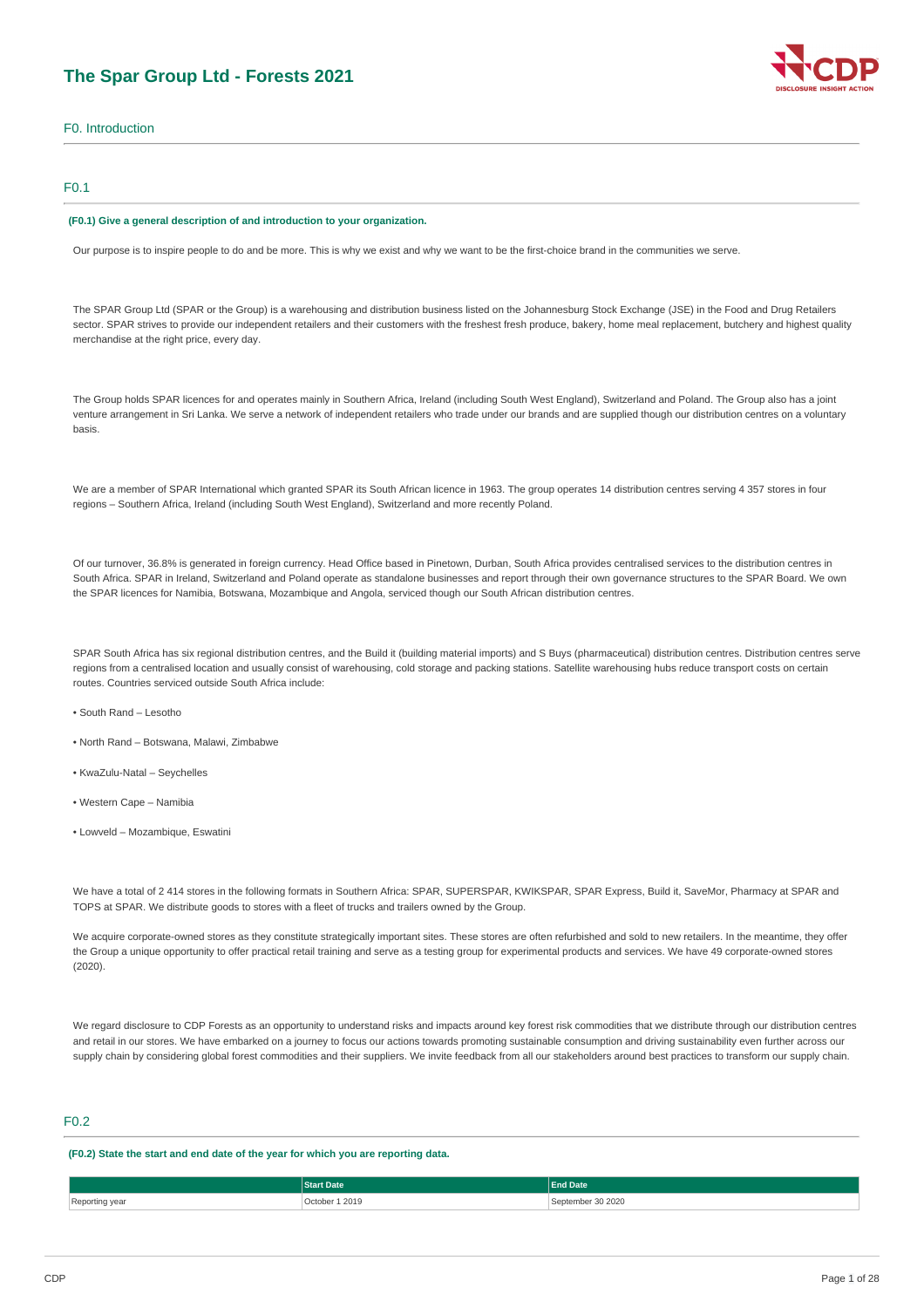# The Spar Group Ltd - Forests 2021

## F0. Introduction

### F0.1

**(F0.1) Give a general description of and introduction to your organization.**

Our purpose is to inspire people to do and be more. This is why we exist and why we want to be the first-choice brand in the communities we serve.

The SPAR Group Ltd (SPAR or the Group) is a warehousing and distribution business listed on the Johannesburg Stock Exchange (JSE) in the Food and Drug Retailers sector. SPAR strives to provide our independent retailers and their customers with the freshest fresh produce, bakery, home meal replacement, butchery and highest quality merchandise at the right price, every day.

The Group holds SPAR licences for and operates mainly in Southern Africa, Ireland (including South West England), Switzerland and Poland. The Group also has a joint venture arrangement in Sri Lanka. We serve a network of independent retailers who trade under our brands and are supplied though our distribution centres on a voluntary basis.

We are a member of SPAR International which granted SPAR its South African licence in 1963. The group operates 14 distribution centres serving 4 357 stores in four regions – Southern Africa, Ireland (including South West England), Switzerland and more recently Poland.

Of our turnover, 36.8% is generated in foreign currency. Head Office based in Pinetown, Durban, South Africa provides centralised services to the distribution centres in South Africa. SPAR in Ireland, Switzerland and Poland operate as standalone businesses and report through their own governance structures to the SPAR Board. We own the SPAR licences for Namibia, Botswana, Mozambique and Angola, serviced though our South African distribution centres.

SPAR South Africa has six regional distribution centres, and the Build it (building material imports) and S Buys (pharmaceutical) distribution centres. Distribution centres serve regions from a centralised location and usually consist of warehousing, cold storage and packing stations. Satellite warehousing hubs reduce transport costs on certain routes. Countries serviced outside South Africa include:

- South Rand – Lesotho
- North Rand – Botswana, Malawi, Zimbabwe
- KwaZulu-Natal – Seychelles
- Western Cape – Namibia
- Lowveld – Mozambique, Eswatini

We have a total of 2 414 stores in the following formats in Southern Africa: SPAR, SUPERSPAR, KWIKSPAR, SPAR Express, Build it, SaveMor, Pharmacy at SPAR and TOPS at SPAR. We distribute goods to stores with a fleet of trucks and trailers owned by the Group.

We acquire corporate-owned stores as they constitute strategically important sites. These stores are often refurbished and sold to new retailers. In the meantime, they offer the Group a unique opportunity to offer practical retail training and serve as a testing group for experimental products and services. We have 49 corporate-owned stores (2020).

We regard disclosure to CDP Forests as an opportunity to understand risks and impacts around key forest risk commodities that we distribute through our distribution centres and retail in our stores. We have embarked on a journey to focus our actions towards promoting sustainable consumption and driving sustainability even further across our supply chain by considering global forest commodities and their suppliers. We invite feedback from all our stakeholders around best practices to transform our supply chain.

### F0.2

**(F0.2) State the start and end date of the year for which you are reporting data.**

| | Start Date | End Date |
|---|---|---|
| Reporting year | October 1 2019 | September 30 2020 |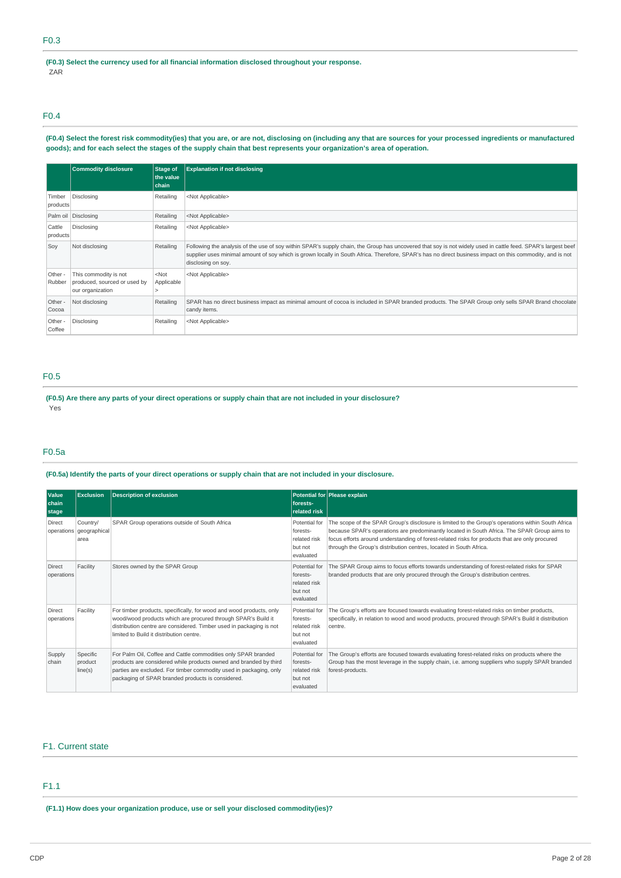## F0.3

**(F0.3) Select the currency used for all financial information disclosed throughout your response.**

ZAR

## F0.4

**(F0.4) Select the forest risk commodity(ies) that you are, or are not, disclosing on (including any that are sources for your processed ingredients or manufactured goods); and for each select the stages of the supply chain that best represents your organization's area of operation.**

| | Commodity disclosure | Stage of the value chain | Explanation if not disclosing |
|---|---|---|---|
| Timber products | Disclosing | Retailing | <Not Applicable> |
| Palm oil | Disclosing | Retailing | <Not Applicable> |
| Cattle products | Disclosing | Retailing | <Not Applicable> |
| Soy | Not disclosing | Retailing | Following the analysis of the use of soy within SPAR's supply chain, the Group has uncovered that soy is not widely used in cattle feed. SPAR's largest beef supplier uses minimal amount of soy which is grown locally in South Africa. Therefore, SPAR's has no direct business impact on this commodity, and is not disclosing on soy. |
| Other - Rubber | This commodity is not produced, sourced or used by our organization | <Not Applicable> | <Not Applicable> |
| Other - Cocoa | Not disclosing | Retailing | SPAR has no direct business impact as minimal amount of cocoa is included in SPAR branded products. The SPAR Group only sells SPAR Brand chocolate candy items. |
| Other - Coffee | Disclosing | Retailing | <Not Applicable> |

## F0.5

**(F0.5) Are there any parts of your direct operations or supply chain that are not included in your disclosure?**

Yes

## F0.5a

**(F0.5a) Identify the parts of your direct operations or supply chain that are not included in your disclosure.**

| Value chain stage | Exclusion | Description of exclusion | Potential for forests-related risk | Please explain |
|---|---|---|---|---|
| Direct operations | Country/ geographical area | SPAR Group operations outside of South Africa | Potential for forests-related risk but not evaluated | The scope of the SPAR Group's disclosure is limited to the Group's operations within South Africa because SPAR's operations are predominantly located in South Africa. The SPAR Group aims to focus efforts around understanding of forest-related risks for products that are only procured through the Group's distribution centres, located in South Africa. |
| Direct operations | Facility | Stores owned by the SPAR Group | Potential for forests-related risk but not evaluated | The SPAR Group aims to focus efforts towards understanding of forest-related risks for SPAR branded products that are only procured through the Group's distribution centres. |
| Direct operations | Facility | For timber products, specifically, for wood and wood products, only wood/wood products which are procured through SPAR's Build it distribution centre are considered. Timber used in packaging is not limited to Build it distribution centre. | Potential for forests-related risk but not evaluated | The Group's efforts are focused towards evaluating forest-related risks on timber products, specifically, in relation to wood and wood products, procured through SPAR's Build it distribution centre. |
| Supply chain | Specific product line(s) | For Palm Oil, Coffee and Cattle commodities only SPAR branded products are considered while products owned and branded by third parties are excluded. For timber commodity used in packaging, only packaging of SPAR branded products is considered. | Potential for forests-related risk but not evaluated | The Group's efforts are focused towards evaluating forest-related risks on products where the Group has the most leverage in the supply chain, i.e. among suppliers who supply SPAR branded forest-products. |

# F1. Current state

## F1.1

**(F1.1) How does your organization produce, use or sell your disclosed commodity(ies)?**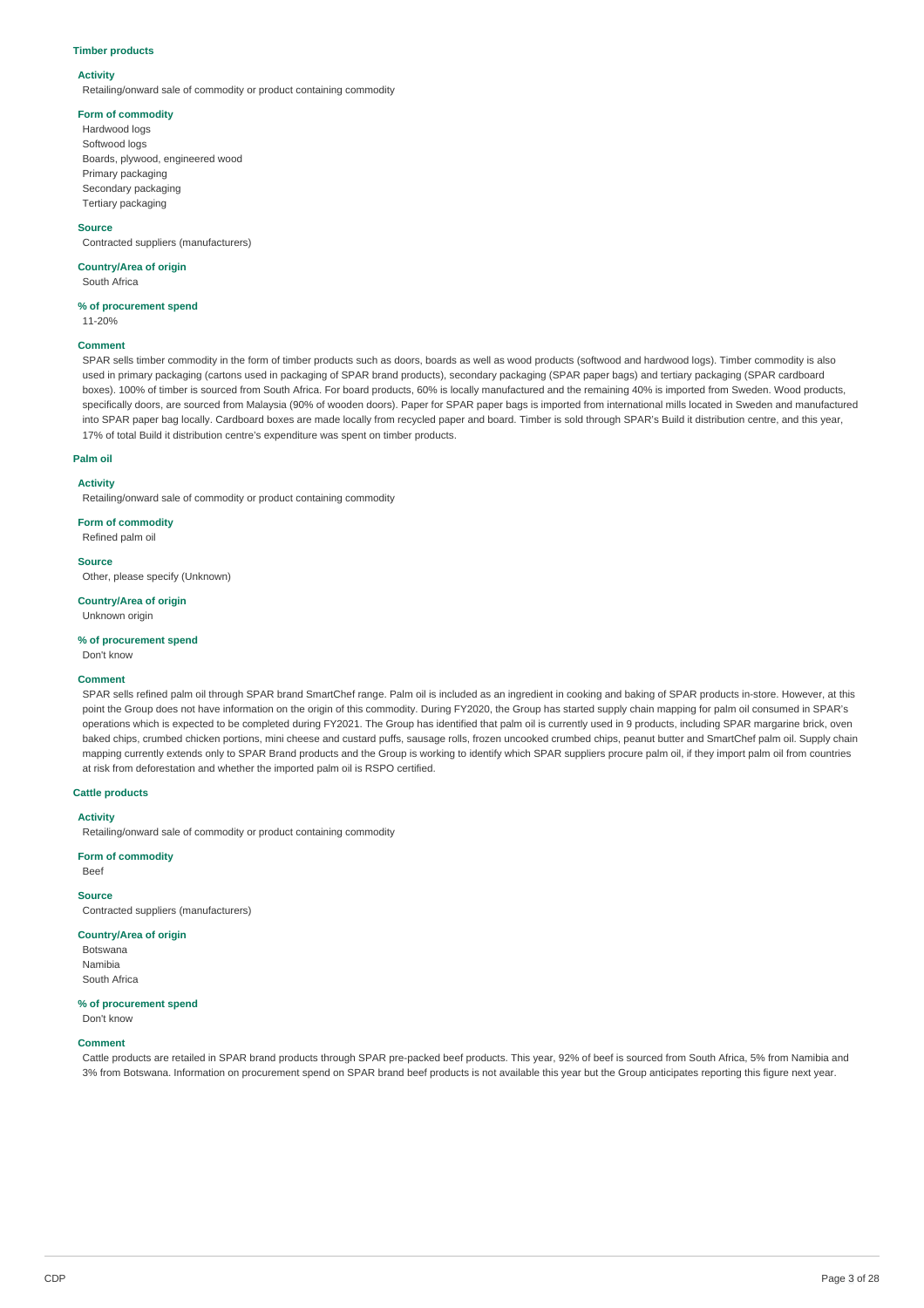### Timber products

#### Activity
Retailing/onward sale of commodity or product containing commodity

#### Form of commodity
Hardwood logs
Softwood logs
Boards, plywood, engineered wood
Primary packaging
Secondary packaging
Tertiary packaging

#### Source
Contracted suppliers (manufacturers)

#### Country/Area of origin
South Africa

#### % of procurement spend
11-20%

#### Comment
SPAR sells timber commodity in the form of timber products such as doors, boards as well as wood products (softwood and hardwood logs). Timber commodity is also used in primary packaging (cartons used in packaging of SPAR brand products), secondary packaging (SPAR paper bags) and tertiary packaging (SPAR cardboard boxes). 100% of timber is sourced from South Africa. For board products, 60% is locally manufactured and the remaining 40% is imported from Sweden. Wood products, specifically doors, are sourced from Malaysia (90% of wooden doors). Paper for SPAR paper bags is imported from international mills located in Sweden and manufactured into SPAR paper bag locally. Cardboard boxes are made locally from recycled paper and board. Timber is sold through SPAR's Build it distribution centre, and this year, 17% of total Build it distribution centre's expenditure was spent on timber products.

### Palm oil

#### Activity
Retailing/onward sale of commodity or product containing commodity

#### Form of commodity
Refined palm oil

#### Source
Other, please specify (Unknown)

#### Country/Area of origin
Unknown origin

#### % of procurement spend
Don't know

#### Comment
SPAR sells refined palm oil through SPAR brand SmartChef range. Palm oil is included as an ingredient in cooking and baking of SPAR products in-store. However, at this point the Group does not have information on the origin of this commodity. During FY2020, the Group has started supply chain mapping for palm oil consumed in SPAR's operations which is expected to be completed during FY2021. The Group has identified that palm oil is currently used in 9 products, including SPAR margarine brick, oven baked chips, crumbed chicken portions, mini cheese and custard puffs, sausage rolls, frozen uncooked crumbed chips, peanut butter and SmartChef palm oil. Supply chain mapping currently extends only to SPAR Brand products and the Group is working to identify which SPAR suppliers procure palm oil, if they import palm oil from countries at risk from deforestation and whether the imported palm oil is RSPO certified.

### Cattle products

#### Activity
Retailing/onward sale of commodity or product containing commodity

#### Form of commodity
Beef

#### Source
Contracted suppliers (manufacturers)

#### Country/Area of origin
Botswana
Namibia
South Africa

#### % of procurement spend
Don't know

#### Comment
Cattle products are retailed in SPAR brand products through SPAR pre-packed beef products. This year, 92% of beef is sourced from South Africa, 5% from Namibia and 3% from Botswana. Information on procurement spend on SPAR brand beef products is not available this year but the Group anticipates reporting this figure next year.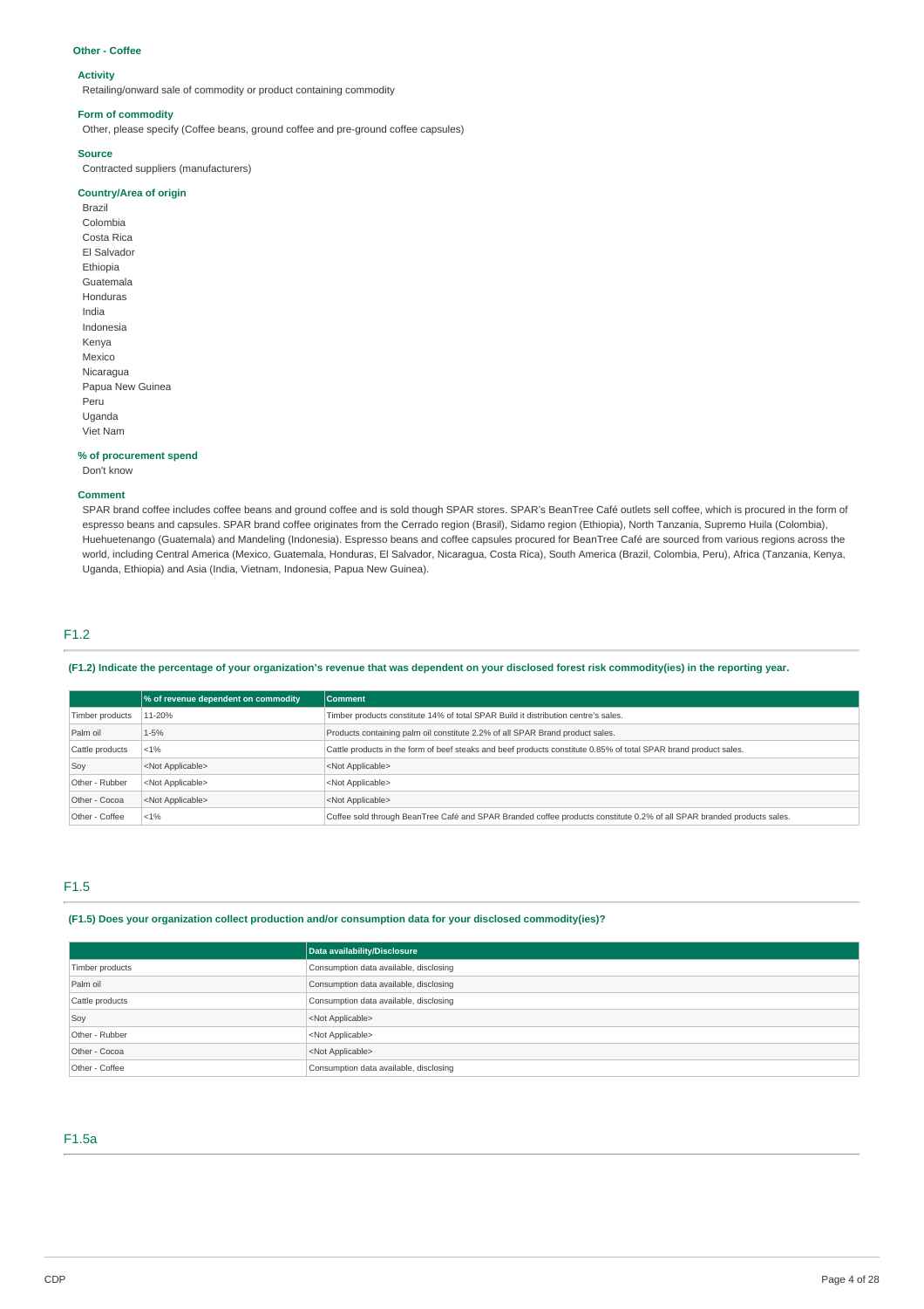**Other - Coffee**

**Activity**

Retailing/onward sale of commodity or product containing commodity

**Form of commodity**

Other, please specify (Coffee beans, ground coffee and pre-ground coffee capsules)

**Source**

Contracted suppliers (manufacturers)

**Country/Area of origin**

Brazil
Colombia
Costa Rica
El Salvador
Ethiopia
Guatemala
Honduras
India
Indonesia
Kenya
Mexico
Nicaragua
Papua New Guinea
Peru
Uganda
Viet Nam

**% of procurement spend**

Don't know

**Comment**

SPAR brand coffee includes coffee beans and ground coffee and is sold though SPAR stores. SPAR's BeanTree Café outlets sell coffee, which is procured in the form of espresso beans and capsules. SPAR brand coffee originates from the Cerrado region (Brasil), Sidamo region (Ethiopia), North Tanzania, Supremo Huila (Colombia), Huehuetenango (Guatemala) and Mandeling (Indonesia). Espresso beans and coffee capsules procured for BeanTree Café are sourced from various regions across the world, including Central America (Mexico, Guatemala, Honduras, El Salvador, Nicaragua, Costa Rica), South America (Brazil, Colombia, Peru), Africa (Tanzania, Kenya, Uganda, Ethiopia) and Asia (India, Vietnam, Indonesia, Papua New Guinea).

## F1.2

**(F1.2) Indicate the percentage of your organization's revenue that was dependent on your disclosed forest risk commodity(ies) in the reporting year.**

| | % of revenue dependent on commodity | Comment |
|---|---|---|
| Timber products | 11-20% | Timber products constitute 14% of total SPAR Build it distribution centre's sales. |
| Palm oil | 1-5% | Products containing palm oil constitute 2.2% of all SPAR Brand product sales. |
| Cattle products | <1% | Cattle products in the form of beef steaks and beef products constitute 0.85% of total SPAR brand product sales. |
| Soy | <Not Applicable> | <Not Applicable> |
| Other - Rubber | <Not Applicable> | <Not Applicable> |
| Other - Cocoa | <Not Applicable> | <Not Applicable> |
| Other - Coffee | <1% | Coffee sold through BeanTree Café and SPAR Branded coffee products constitute 0.2% of all SPAR branded products sales. |

## F1.5

**(F1.5) Does your organization collect production and/or consumption data for your disclosed commodity(ies)?**

| | Data availability/Disclosure |
|---|---|
| Timber products | Consumption data available, disclosing |
| Palm oil | Consumption data available, disclosing |
| Cattle products | Consumption data available, disclosing |
| Soy | <Not Applicable> |
| Other - Rubber | <Not Applicable> |
| Other - Cocoa | <Not Applicable> |
| Other - Coffee | Consumption data available, disclosing |

## F1.5a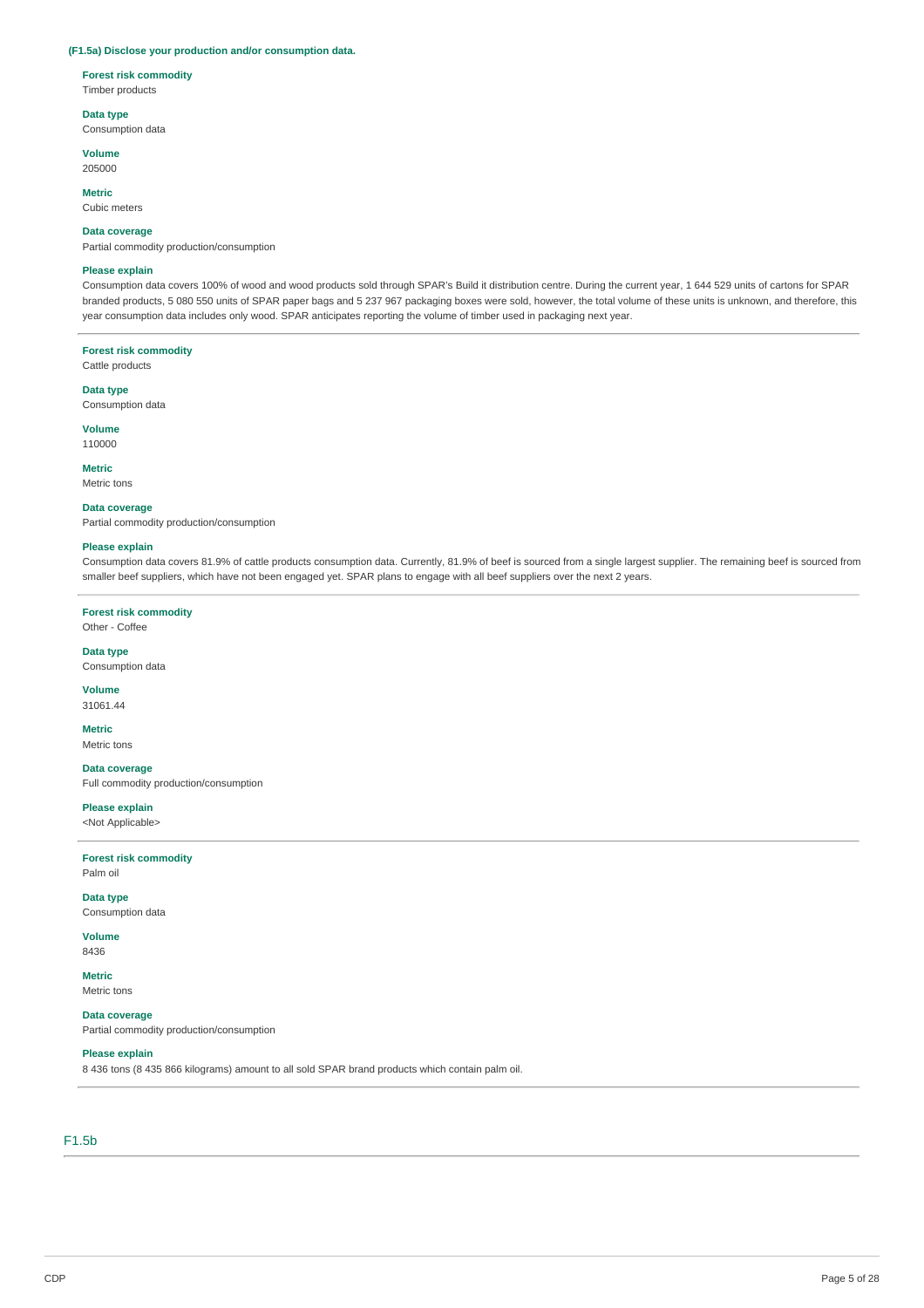**(F1.5a) Disclose your production and/or consumption data.**

**Forest risk commodity**
Timber products

**Data type**
Consumption data

**Volume**
205000

**Metric**
Cubic meters

**Data coverage**
Partial commodity production/consumption

**Please explain**
Consumption data covers 100% of wood and wood products sold through SPAR's Build it distribution centre. During the current year, 1 644 529 units of cartons for SPAR branded products, 5 080 550 units of SPAR paper bags and 5 237 967 packaging boxes were sold, however, the total volume of these units is unknown, and therefore, this year consumption data includes only wood. SPAR anticipates reporting the volume of timber used in packaging next year.

---

**Forest risk commodity**
Cattle products

**Data type**
Consumption data

**Volume**
110000

**Metric**
Metric tons

**Data coverage**
Partial commodity production/consumption

**Please explain**
Consumption data covers 81.9% of cattle products consumption data. Currently, 81.9% of beef is sourced from a single largest supplier. The remaining beef is sourced from smaller beef suppliers, which have not been engaged yet. SPAR plans to engage with all beef suppliers over the next 2 years.

---

**Forest risk commodity**
Other - Coffee

**Data type**
Consumption data

**Volume**
31061.44

**Metric**
Metric tons

**Data coverage**
Full commodity production/consumption

**Please explain**
<Not Applicable>

---

**Forest risk commodity**
Palm oil

**Data type**
Consumption data

**Volume**
8436

**Metric**
Metric tons

**Data coverage**
Partial commodity production/consumption

**Please explain**
8 436 tons (8 435 866 kilograms) amount to all sold SPAR brand products which contain palm oil.

---

## F1.5b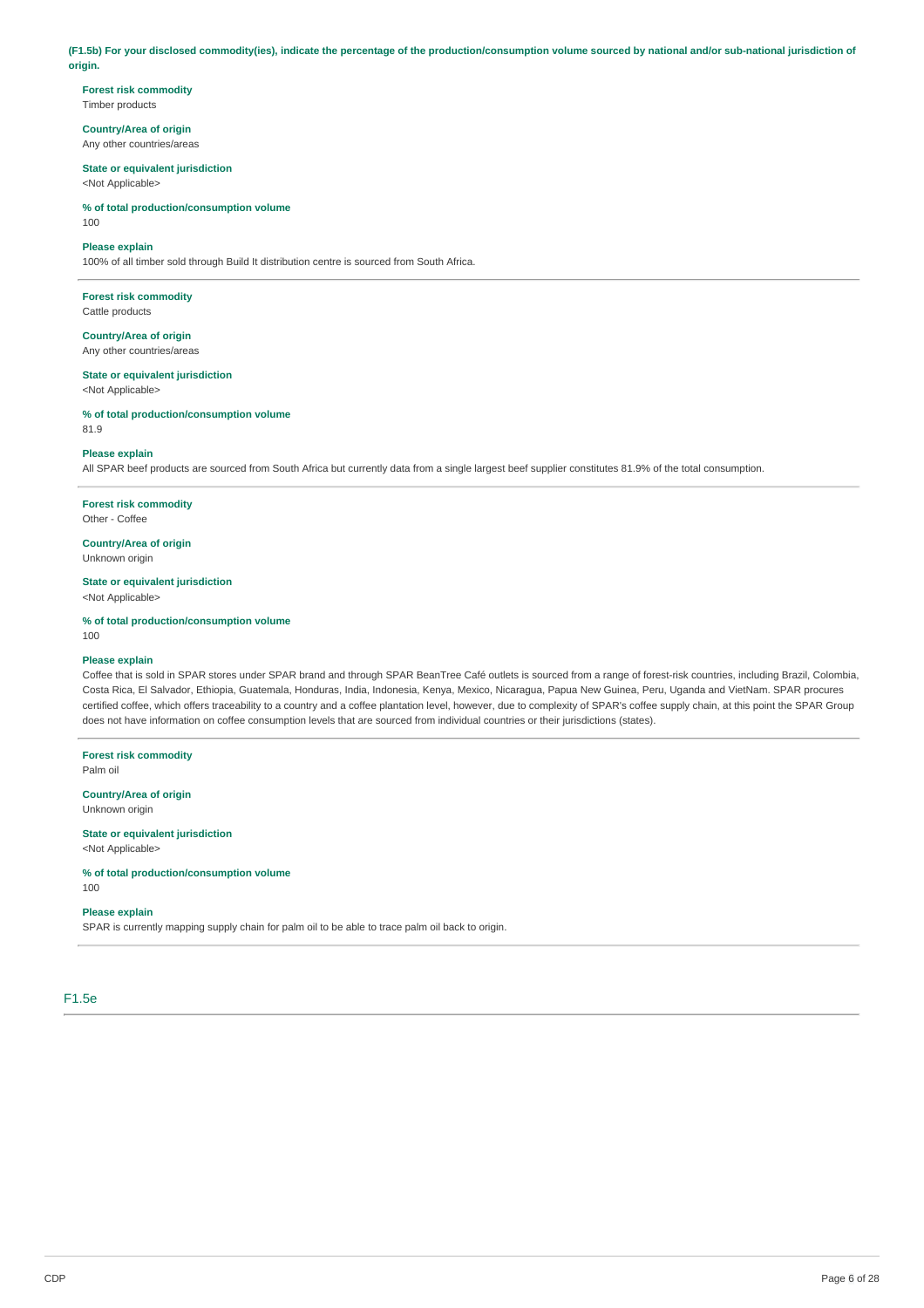**(F1.5b) For your disclosed commodity(ies), indicate the percentage of the production/consumption volume sourced by national and/or sub-national jurisdiction of origin.**

**Forest risk commodity**
Timber products

**Country/Area of origin**
Any other countries/areas

**State or equivalent jurisdiction**
<Not Applicable>

**% of total production/consumption volume**
100

**Please explain**
100% of all timber sold through Build It distribution centre is sourced from South Africa.

---

**Forest risk commodity**
Cattle products

**Country/Area of origin**
Any other countries/areas

**State or equivalent jurisdiction**
<Not Applicable>

**% of total production/consumption volume**
81.9

**Please explain**
All SPAR beef products are sourced from South Africa but currently data from a single largest beef supplier constitutes 81.9% of the total consumption.

---

**Forest risk commodity**
Other - Coffee

**Country/Area of origin**
Unknown origin

**State or equivalent jurisdiction**
<Not Applicable>

**% of total production/consumption volume**
100

**Please explain**
Coffee that is sold in SPAR stores under SPAR brand and through SPAR BeanTree Café outlets is sourced from a range of forest-risk countries, including Brazil, Colombia, Costa Rica, El Salvador, Ethiopia, Guatemala, Honduras, India, Indonesia, Kenya, Mexico, Nicaragua, Papua New Guinea, Peru, Uganda and VietNam. SPAR procures certified coffee, which offers traceability to a country and a coffee plantation level, however, due to complexity of SPAR's coffee supply chain, at this point the SPAR Group does not have information on coffee consumption levels that are sourced from individual countries or their jurisdictions (states).

---

**Forest risk commodity**
Palm oil

**Country/Area of origin**
Unknown origin

**State or equivalent jurisdiction**
<Not Applicable>

**% of total production/consumption volume**
100

**Please explain**
SPAR is currently mapping supply chain for palm oil to be able to trace palm oil back to origin.

---

## F1.5e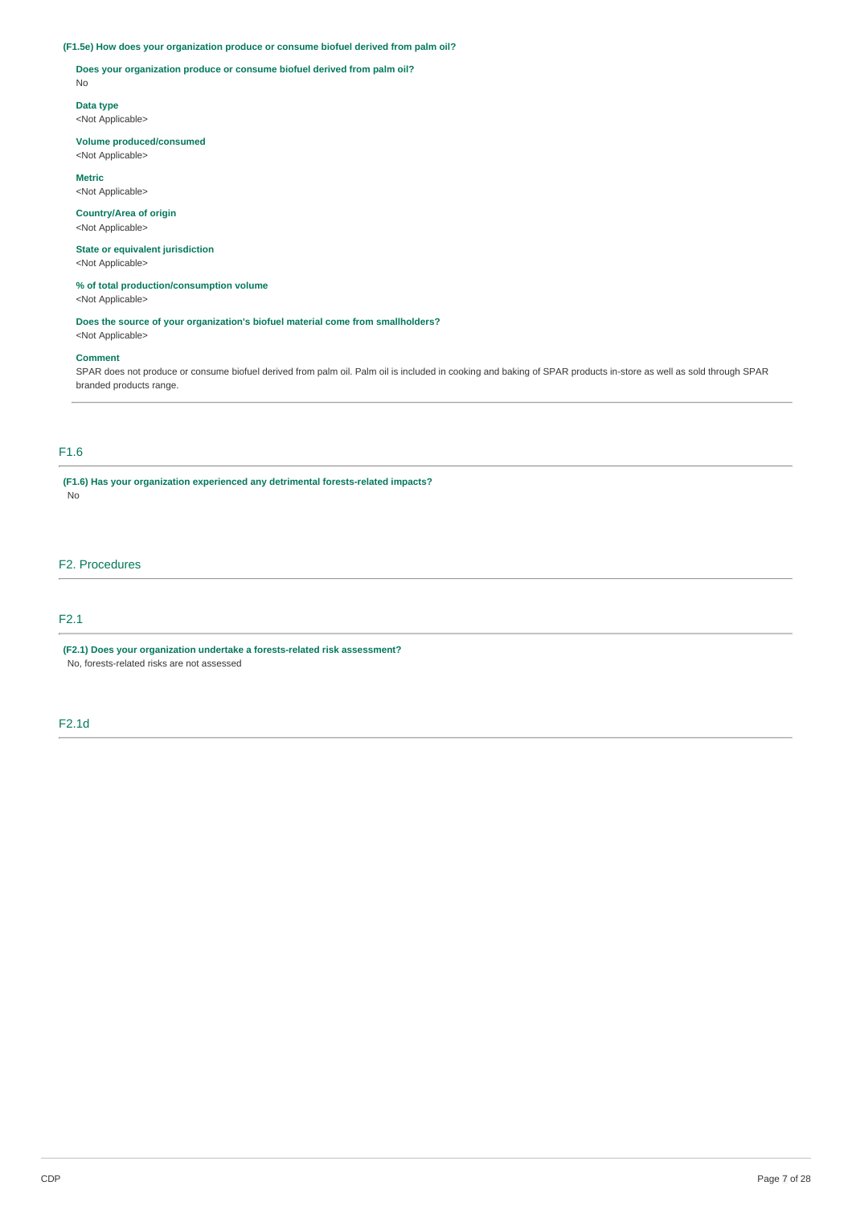**(F1.5e) How does your organization produce or consume biofuel derived from palm oil?**

**Does your organization produce or consume biofuel derived from palm oil?**
No

**Data type**
<Not Applicable>

**Volume produced/consumed**
<Not Applicable>

**Metric**
<Not Applicable>

**Country/Area of origin**
<Not Applicable>

**State or equivalent jurisdiction**
<Not Applicable>

**% of total production/consumption volume**
<Not Applicable>

**Does the source of your organization's biofuel material come from smallholders?**
<Not Applicable>

**Comment**
SPAR does not produce or consume biofuel derived from palm oil. Palm oil is included in cooking and baking of SPAR products in-store as well as sold through SPAR branded products range.

## F1.6

**(F1.6) Has your organization experienced any detrimental forests-related impacts?**
No

# F2. Procedures

## F2.1

**(F2.1) Does your organization undertake a forests-related risk assessment?**
No, forests-related risks are not assessed

## F2.1d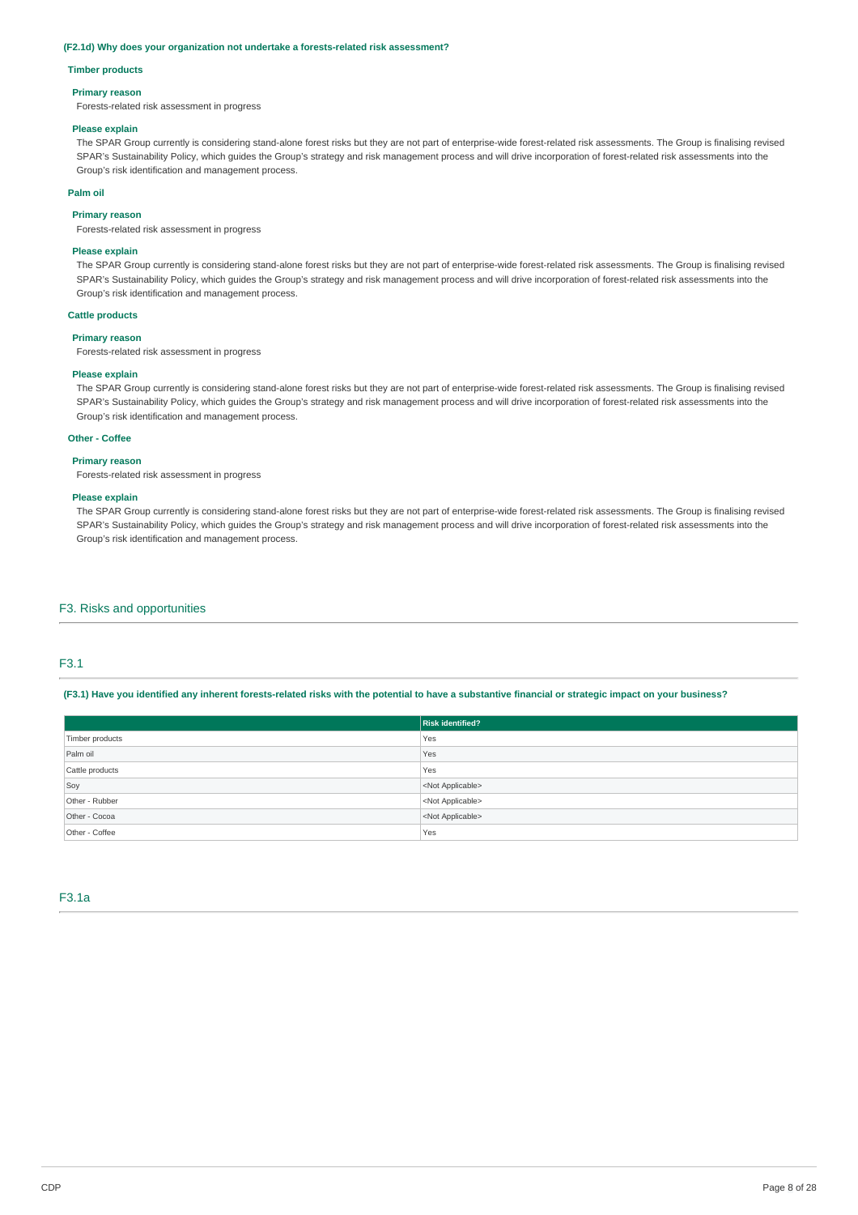**(F2.1d) Why does your organization not undertake a forests-related risk assessment?**

**Timber products**

**Primary reason**

Forests-related risk assessment in progress

**Please explain**

The SPAR Group currently is considering stand-alone forest risks but they are not part of enterprise-wide forest-related risk assessments. The Group is finalising revised SPAR's Sustainability Policy, which guides the Group's strategy and risk management process and will drive incorporation of forest-related risk assessments into the Group's risk identification and management process.

**Palm oil**

**Primary reason**

Forests-related risk assessment in progress

**Please explain**

The SPAR Group currently is considering stand-alone forest risks but they are not part of enterprise-wide forest-related risk assessments. The Group is finalising revised SPAR's Sustainability Policy, which guides the Group's strategy and risk management process and will drive incorporation of forest-related risk assessments into the Group's risk identification and management process.

**Cattle products**

**Primary reason**

Forests-related risk assessment in progress

**Please explain**

The SPAR Group currently is considering stand-alone forest risks but they are not part of enterprise-wide forest-related risk assessments. The Group is finalising revised SPAR's Sustainability Policy, which guides the Group's strategy and risk management process and will drive incorporation of forest-related risk assessments into the Group's risk identification and management process.

**Other - Coffee**

**Primary reason**

Forests-related risk assessment in progress

**Please explain**

The SPAR Group currently is considering stand-alone forest risks but they are not part of enterprise-wide forest-related risk assessments. The Group is finalising revised SPAR's Sustainability Policy, which guides the Group's strategy and risk management process and will drive incorporation of forest-related risk assessments into the Group's risk identification and management process.

## F3. Risks and opportunities

### F3.1

**(F3.1) Have you identified any inherent forests-related risks with the potential to have a substantive financial or strategic impact on your business?**

| | Risk identified? |
|---|---|
| Timber products | Yes |
| Palm oil | Yes |
| Cattle products | Yes |
| Soy | <Not Applicable> |
| Other - Rubber | <Not Applicable> |
| Other - Cocoa | <Not Applicable> |
| Other - Coffee | Yes |

### F3.1a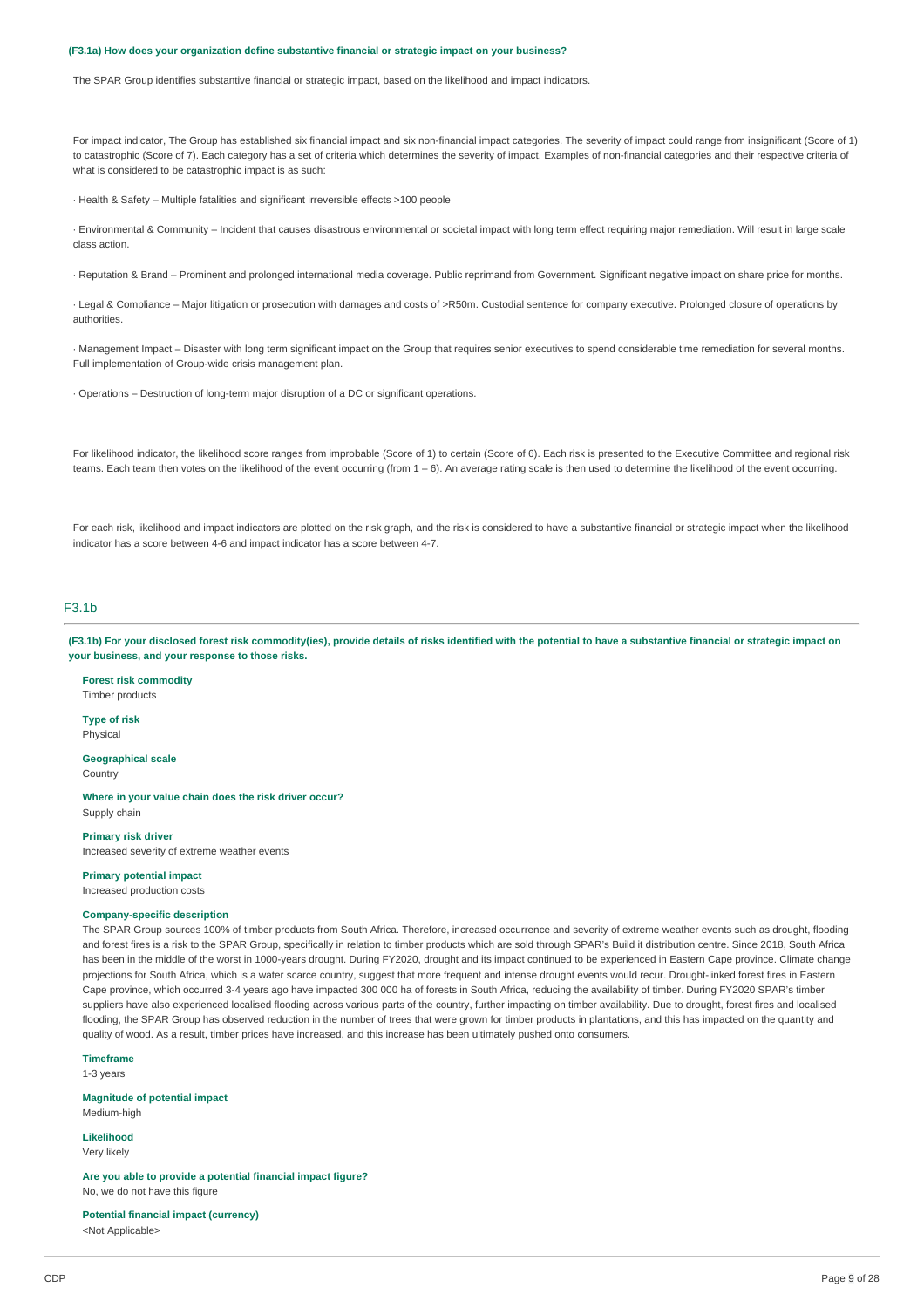**(F3.1a) How does your organization define substantive financial or strategic impact on your business?**

The SPAR Group identifies substantive financial or strategic impact, based on the likelihood and impact indicators.

For impact indicator, The Group has established six financial impact and six non-financial impact categories. The severity of impact could range from insignificant (Score of 1) to catastrophic (Score of 7). Each category has a set of criteria which determines the severity of impact. Examples of non-financial categories and their respective criteria of what is considered to be catastrophic impact is as such:

· Health & Safety – Multiple fatalities and significant irreversible effects >100 people

· Environmental & Community – Incident that causes disastrous environmental or societal impact with long term effect requiring major remediation. Will result in large scale class action.

· Reputation & Brand – Prominent and prolonged international media coverage. Public reprimand from Government. Significant negative impact on share price for months.

· Legal & Compliance – Major litigation or prosecution with damages and costs of >R50m. Custodial sentence for company executive. Prolonged closure of operations by authorities.

· Management Impact – Disaster with long term significant impact on the Group that requires senior executives to spend considerable time remediation for several months. Full implementation of Group-wide crisis management plan.

· Operations – Destruction of long-term major disruption of a DC or significant operations.

For likelihood indicator, the likelihood score ranges from improbable (Score of 1) to certain (Score of 6). Each risk is presented to the Executive Committee and regional risk teams. Each team then votes on the likelihood of the event occurring (from 1 – 6). An average rating scale is then used to determine the likelihood of the event occurring.

For each risk, likelihood and impact indicators are plotted on the risk graph, and the risk is considered to have a substantive financial or strategic impact when the likelihood indicator has a score between 4-6 and impact indicator has a score between 4-7.

## F3.1b

**(F3.1b) For your disclosed forest risk commodity(ies), provide details of risks identified with the potential to have a substantive financial or strategic impact on your business, and your response to those risks.**

**Forest risk commodity**
Timber products

**Type of risk**
Physical

**Geographical scale**
Country

**Where in your value chain does the risk driver occur?**
Supply chain

**Primary risk driver**
Increased severity of extreme weather events

**Primary potential impact**
Increased production costs

**Company-specific description**
The SPAR Group sources 100% of timber products from South Africa. Therefore, increased occurrence and severity of extreme weather events such as drought, flooding and forest fires is a risk to the SPAR Group, specifically in relation to timber products which are sold through SPAR's Build it distribution centre. Since 2018, South Africa has been in the middle of the worst in 1000-years drought. During FY2020, drought and its impact continued to be experienced in Eastern Cape province. Climate change projections for South Africa, which is a water scarce country, suggest that more frequent and intense drought events would recur. Drought-linked forest fires in Eastern Cape province, which occurred 3-4 years ago have impacted 300 000 ha of forests in South Africa, reducing the availability of timber. During FY2020 SPAR's timber suppliers have also experienced localised flooding across various parts of the country, further impacting on timber availability. Due to drought, forest fires and localised flooding, the SPAR Group has observed reduction in the number of trees that were grown for timber products in plantations, and this has impacted on the quantity and quality of wood. As a result, timber prices have increased, and this increase has been ultimately pushed onto consumers.

**Timeframe**
1-3 years

**Magnitude of potential impact**
Medium-high

**Likelihood**
Very likely

**Are you able to provide a potential financial impact figure?**
No, we do not have this figure

**Potential financial impact (currency)**
<Not Applicable>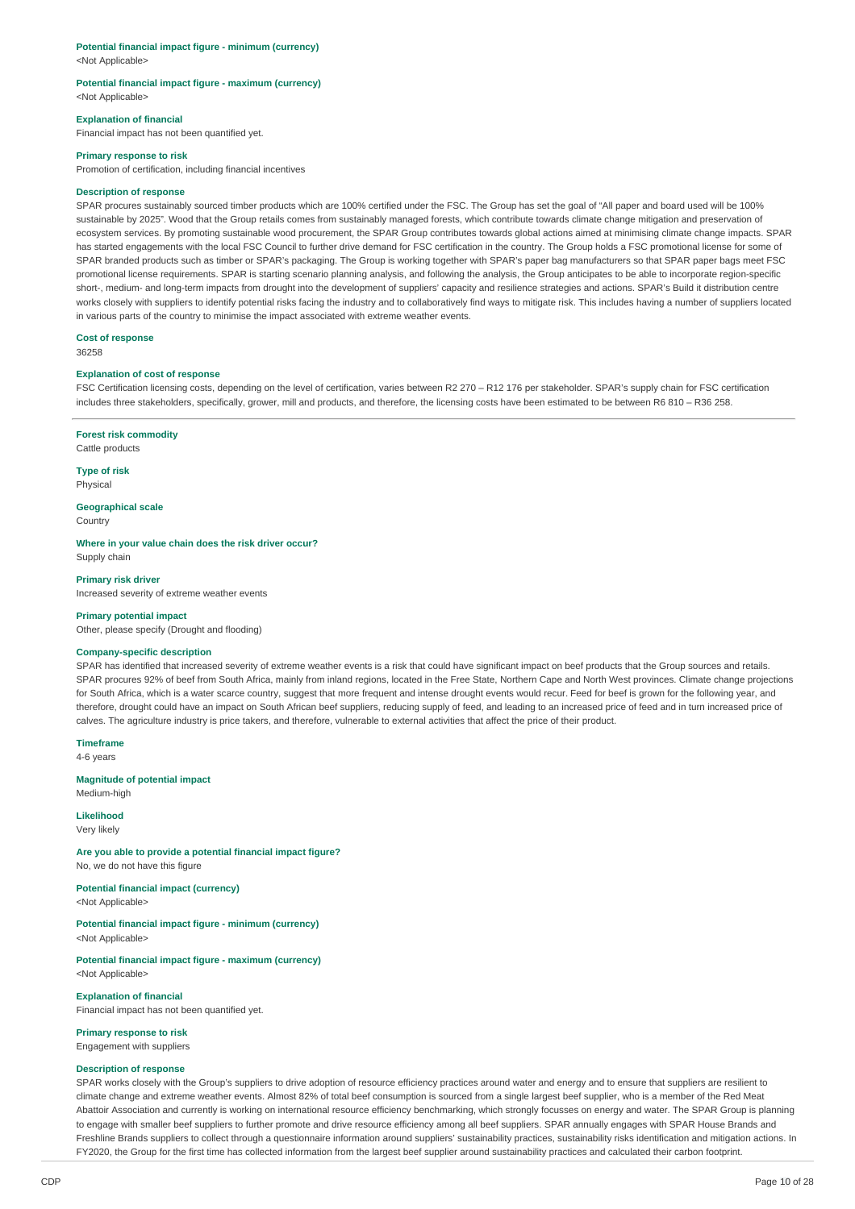**Potential financial impact figure - minimum (currency)**
<Not Applicable>

**Potential financial impact figure - maximum (currency)**
<Not Applicable>

**Explanation of financial**
Financial impact has not been quantified yet.

**Primary response to risk**
Promotion of certification, including financial incentives

**Description of response**
SPAR procures sustainably sourced timber products which are 100% certified under the FSC. The Group has set the goal of "All paper and board used will be 100% sustainable by 2025". Wood that the Group retails comes from sustainably managed forests, which contribute towards climate change mitigation and preservation of ecosystem services. By promoting sustainable wood procurement, the SPAR Group contributes towards global actions aimed at minimising climate change impacts. SPAR has started engagements with the local FSC Council to further drive demand for FSC certification in the country. The Group holds a FSC promotional license for some of SPAR branded products such as timber or SPAR's packaging. The Group is working together with SPAR's paper bag manufacturers so that SPAR paper bags meet FSC promotional license requirements. SPAR is starting scenario planning analysis, and following the analysis, the Group anticipates to be able to incorporate region-specific short-, medium- and long-term impacts from drought into the development of suppliers' capacity and resilience strategies and actions. SPAR's Build it distribution centre works closely with suppliers to identify potential risks facing the industry and to collaboratively find ways to mitigate risk. This includes having a number of suppliers located in various parts of the country to minimise the impact associated with extreme weather events.

**Cost of response**
36258

**Explanation of cost of response**
FSC Certification licensing costs, depending on the level of certification, varies between R2 270 – R12 176 per stakeholder. SPAR's supply chain for FSC certification includes three stakeholders, specifically, grower, mill and products, and therefore, the licensing costs have been estimated to be between R6 810 – R36 258.

---

**Forest risk commodity**
Cattle products

**Type of risk**
Physical

**Geographical scale**
Country

**Where in your value chain does the risk driver occur?**
Supply chain

**Primary risk driver**
Increased severity of extreme weather events

**Primary potential impact**
Other, please specify (Drought and flooding)

**Company-specific description**
SPAR has identified that increased severity of extreme weather events is a risk that could have significant impact on beef products that the Group sources and retails. SPAR procures 92% of beef from South Africa, mainly from inland regions, located in the Free State, Northern Cape and North West provinces. Climate change projections for South Africa, which is a water scarce country, suggest that more frequent and intense drought events would recur. Feed for beef is grown for the following year, and therefore, drought could have an impact on South African beef suppliers, reducing supply of feed, and leading to an increased price of feed and in turn increased price of calves. The agriculture industry is price takers, and therefore, vulnerable to external activities that affect the price of their product.

**Timeframe**
4-6 years

**Magnitude of potential impact**
Medium-high

**Likelihood**
Very likely

**Are you able to provide a potential financial impact figure?**
No, we do not have this figure

**Potential financial impact (currency)**
<Not Applicable>

**Potential financial impact figure - minimum (currency)**
<Not Applicable>

**Potential financial impact figure - maximum (currency)**
<Not Applicable>

**Explanation of financial**
Financial impact has not been quantified yet.

**Primary response to risk**
Engagement with suppliers

**Description of response**
SPAR works closely with the Group's suppliers to drive adoption of resource efficiency practices around water and energy and to ensure that suppliers are resilient to climate change and extreme weather events. Almost 82% of total beef consumption is sourced from a single largest beef supplier, who is a member of the Red Meat Abattoir Association and currently is working on international resource efficiency benchmarking, which strongly focusses on energy and water. The SPAR Group is planning to engage with smaller beef suppliers to further promote and drive resource efficiency among all beef suppliers. SPAR annually engages with SPAR House Brands and Freshline Brands suppliers to collect through a questionnaire information around suppliers' sustainability practices, sustainability risks identification and mitigation actions. In FY2020, the Group for the first time has collected information from the largest beef supplier around sustainability practices and calculated their carbon footprint.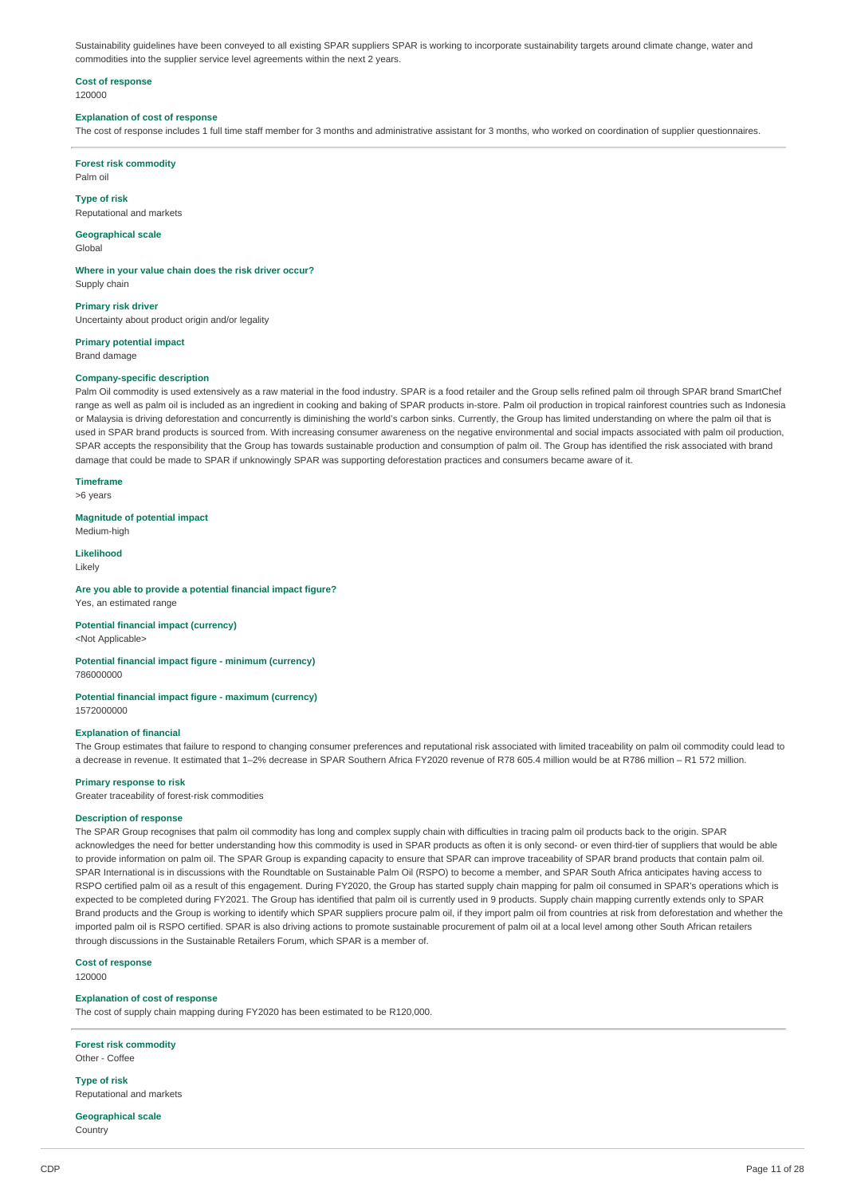Sustainability guidelines have been conveyed to all existing SPAR suppliers SPAR is working to incorporate sustainability targets around climate change, water and commodities into the supplier service level agreements within the next 2 years.

**Cost of response**
120000

**Explanation of cost of response**
The cost of response includes 1 full time staff member for 3 months and administrative assistant for 3 months, who worked on coordination of supplier questionnaires.

---

**Forest risk commodity**
Palm oil

**Type of risk**
Reputational and markets

**Geographical scale**
Global

**Where in your value chain does the risk driver occur?**
Supply chain

**Primary risk driver**
Uncertainty about product origin and/or legality

**Primary potential impact**
Brand damage

**Company-specific description**
Palm Oil commodity is used extensively as a raw material in the food industry. SPAR is a food retailer and the Group sells refined palm oil through SPAR brand SmartChef range as well as palm oil is included as an ingredient in cooking and baking of SPAR products in-store. Palm oil production in tropical rainforest countries such as Indonesia or Malaysia is driving deforestation and concurrently is diminishing the world's carbon sinks. Currently, the Group has limited understanding on where the palm oil that is used in SPAR brand products is sourced from. With increasing consumer awareness on the negative environmental and social impacts associated with palm oil production, SPAR accepts the responsibility that the Group has towards sustainable production and consumption of palm oil. The Group has identified the risk associated with brand damage that could be made to SPAR if unknowingly SPAR was supporting deforestation practices and consumers became aware of it.

**Timeframe**
>6 years

**Magnitude of potential impact**
Medium-high

**Likelihood**
Likely

**Are you able to provide a potential financial impact figure?**
Yes, an estimated range

**Potential financial impact (currency)**
<Not Applicable>

**Potential financial impact figure - minimum (currency)**
786000000

**Potential financial impact figure - maximum (currency)**
1572000000

**Explanation of financial**
The Group estimates that failure to respond to changing consumer preferences and reputational risk associated with limited traceability on palm oil commodity could lead to a decrease in revenue. It estimated that 1–2% decrease in SPAR Southern Africa FY2020 revenue of R78 605.4 million would be at R786 million – R1 572 million.

**Primary response to risk**
Greater traceability of forest-risk commodities

**Description of response**
The SPAR Group recognises that palm oil commodity has long and complex supply chain with difficulties in tracing palm oil products back to the origin. SPAR acknowledges the need for better understanding how this commodity is used in SPAR products as often it is only second- or even third-tier of suppliers that would be able to provide information on palm oil. The SPAR Group is expanding capacity to ensure that SPAR can improve traceability of SPAR brand products that contain palm oil. SPAR International is in discussions with the Roundtable on Sustainable Palm Oil (RSPO) to become a member, and SPAR South Africa anticipates having access to RSPO certified palm oil as a result of this engagement. During FY2020, the Group has started supply chain mapping for palm oil consumed in SPAR's operations which is expected to be completed during FY2021. The Group has identified that palm oil is currently used in 9 products. Supply chain mapping currently extends only to SPAR Brand products and the Group is working to identify which SPAR suppliers procure palm oil, if they import palm oil from countries at risk from deforestation and whether the imported palm oil is RSPO certified. SPAR is also driving actions to promote sustainable procurement of palm oil at a local level among other South African retailers through discussions in the Sustainable Retailers Forum, which SPAR is a member of.

**Cost of response**
120000

**Explanation of cost of response**
The cost of supply chain mapping during FY2020 has been estimated to be R120,000.

---

**Forest risk commodity**
Other - Coffee

**Type of risk**
Reputational and markets

**Geographical scale**
Country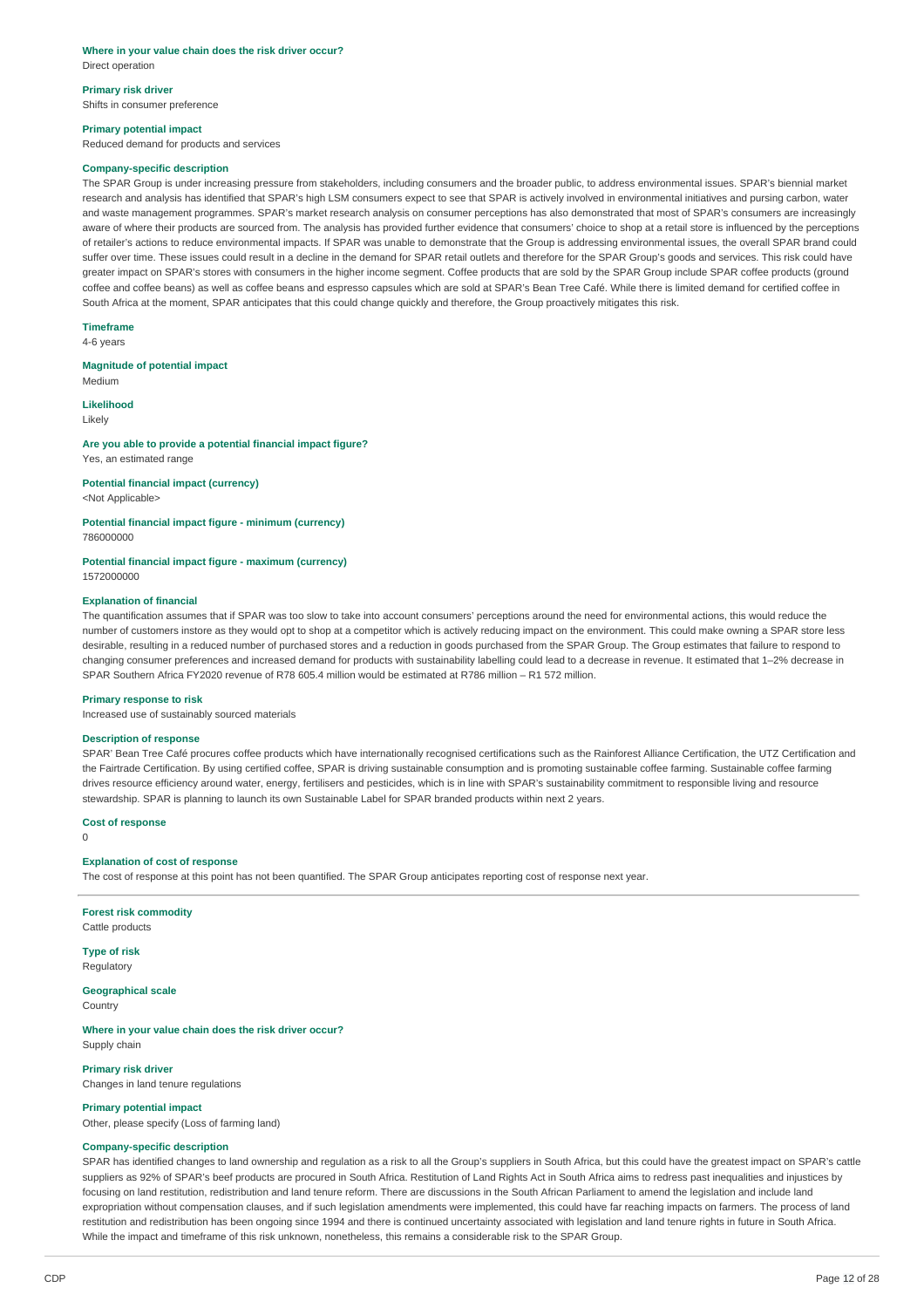**Where in your value chain does the risk driver occur?**
Direct operation

**Primary risk driver**
Shifts in consumer preference

**Primary potential impact**
Reduced demand for products and services

**Company-specific description**
The SPAR Group is under increasing pressure from stakeholders, including consumers and the broader public, to address environmental issues. SPAR's biennial market research and analysis has identified that SPAR's high LSM consumers expect to see that SPAR is actively involved in environmental initiatives and pursing carbon, water and waste management programmes. SPAR's market research analysis on consumer perceptions has also demonstrated that most of SPAR's consumers are increasingly aware of where their products are sourced from. The analysis has provided further evidence that consumers' choice to shop at a retail store is influenced by the perceptions of retailer's actions to reduce environmental impacts. If SPAR was unable to demonstrate that the Group is addressing environmental issues, the overall SPAR brand could suffer over time. These issues could result in a decline in the demand for SPAR retail outlets and therefore for the SPAR Group's goods and services. This risk could have greater impact on SPAR's stores with consumers in the higher income segment. Coffee products that are sold by the SPAR Group include SPAR coffee products (ground coffee and coffee beans) as well as coffee beans and espresso capsules which are sold at SPAR's Bean Tree Café. While there is limited demand for certified coffee in South Africa at the moment, SPAR anticipates that this could change quickly and therefore, the Group proactively mitigates this risk.

**Timeframe**
4-6 years

**Magnitude of potential impact**
Medium

**Likelihood**
Likely

**Are you able to provide a potential financial impact figure?**
Yes, an estimated range

**Potential financial impact (currency)**
<Not Applicable>

**Potential financial impact figure - minimum (currency)**
786000000

**Potential financial impact figure - maximum (currency)**
1572000000

**Explanation of financial**
The quantification assumes that if SPAR was too slow to take into account consumers' perceptions around the need for environmental actions, this would reduce the number of customers instore as they would opt to shop at a competitor which is actively reducing impact on the environment. This could make owning a SPAR store less desirable, resulting in a reduced number of purchased stores and a reduction in goods purchased from the SPAR Group. The Group estimates that failure to respond to changing consumer preferences and increased demand for products with sustainability labelling could lead to a decrease in revenue. It estimated that 1–2% decrease in SPAR Southern Africa FY2020 revenue of R78 605.4 million would be estimated at R786 million – R1 572 million.

**Primary response to risk**
Increased use of sustainably sourced materials

**Description of response**
SPAR' Bean Tree Café procures coffee products which have internationally recognised certifications such as the Rainforest Alliance Certification, the UTZ Certification and the Fairtrade Certification. By using certified coffee, SPAR is driving sustainable consumption and is promoting sustainable coffee farming. Sustainable coffee farming drives resource efficiency around water, energy, fertilisers and pesticides, which is in line with SPAR's sustainability commitment to responsible living and resource stewardship. SPAR is planning to launch its own Sustainable Label for SPAR branded products within next 2 years.

**Cost of response**
0

**Explanation of cost of response**
The cost of response at this point has not been quantified. The SPAR Group anticipates reporting cost of response next year.

---

**Forest risk commodity**
Cattle products

**Type of risk**
Regulatory

**Geographical scale**
Country

**Where in your value chain does the risk driver occur?**
Supply chain

**Primary risk driver**
Changes in land tenure regulations

**Primary potential impact**
Other, please specify (Loss of farming land)

**Company-specific description**
SPAR has identified changes to land ownership and regulation as a risk to all the Group's suppliers in South Africa, but this could have the greatest impact on SPAR's cattle suppliers as 92% of SPAR's beef products are procured in South Africa. Restitution of Land Rights Act in South Africa aims to redress past inequalities and injustices by focusing on land restitution, redistribution and land tenure reform. There are discussions in the South African Parliament to amend the legislation and include land expropriation without compensation clauses, and if such legislation amendments were implemented, this could have far reaching impacts on farmers. The process of land restitution and redistribution has been ongoing since 1994 and there is continued uncertainty associated with legislation and land tenure rights in future in South Africa. While the impact and timeframe of this risk unknown, nonetheless, this remains a considerable risk to the SPAR Group.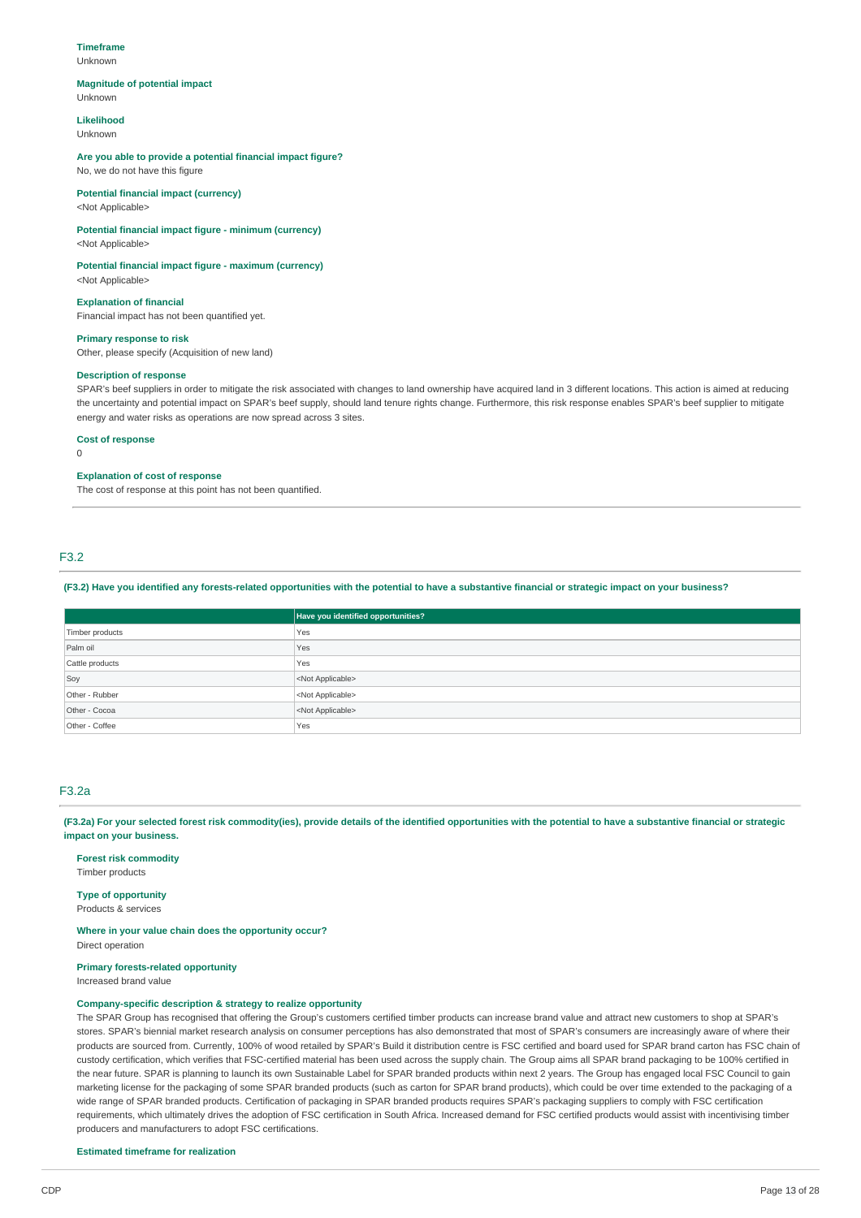**Timeframe**
Unknown

**Magnitude of potential impact**
Unknown

**Likelihood**
Unknown

**Are you able to provide a potential financial impact figure?**
No, we do not have this figure

**Potential financial impact (currency)**
<Not Applicable>

**Potential financial impact figure - minimum (currency)**
<Not Applicable>

**Potential financial impact figure - maximum (currency)**
<Not Applicable>

**Explanation of financial**
Financial impact has not been quantified yet.

**Primary response to risk**
Other, please specify (Acquisition of new land)

**Description of response**
SPAR's beef suppliers in order to mitigate the risk associated with changes to land ownership have acquired land in 3 different locations. This action is aimed at reducing the uncertainty and potential impact on SPAR's beef supply, should land tenure rights change. Furthermore, this risk response enables SPAR's beef supplier to mitigate energy and water risks as operations are now spread across 3 sites.

**Cost of response**
0

**Explanation of cost of response**
The cost of response at this point has not been quantified.

## F3.2

**(F3.2) Have you identified any forests-related opportunities with the potential to have a substantive financial or strategic impact on your business?**

| | Have you identified opportunities? |
|---|---|
| Timber products | Yes |
| Palm oil | Yes |
| Cattle products | Yes |
| Soy | <Not Applicable> |
| Other - Rubber | <Not Applicable> |
| Other - Cocoa | <Not Applicable> |
| Other - Coffee | Yes |

## F3.2a

**(F3.2a) For your selected forest risk commodity(ies), provide details of the identified opportunities with the potential to have a substantive financial or strategic impact on your business.**

**Forest risk commodity**
Timber products

**Type of opportunity**
Products & services

**Where in your value chain does the opportunity occur?**
Direct operation

**Primary forests-related opportunity**
Increased brand value

**Company-specific description & strategy to realize opportunity**
The SPAR Group has recognised that offering the Group's customers certified timber products can increase brand value and attract new customers to shop at SPAR's stores. SPAR's biennial market research analysis on consumer perceptions has also demonstrated that most of SPAR's consumers are increasingly aware of where their products are sourced from. Currently, 100% of wood retailed by SPAR's Build it distribution centre is FSC certified and board used for SPAR brand carton has FSC chain of custody certification, which verifies that FSC-certified material has been used across the supply chain. The Group aims all SPAR brand packaging to be 100% certified in the near future. SPAR is planning to launch its own Sustainable Label for SPAR branded products within next 2 years. The Group has engaged local FSC Council to gain marketing license for the packaging of some SPAR branded products (such as carton for SPAR brand products), which could be over time extended to the packaging of a wide range of SPAR branded products. Certification of packaging in SPAR branded products requires SPAR's packaging suppliers to comply with FSC certification requirements, which ultimately drives the adoption of FSC certification in South Africa. Increased demand for FSC certified products would assist with incentivising timber producers and manufacturers to adopt FSC certifications.

**Estimated timeframe for realization**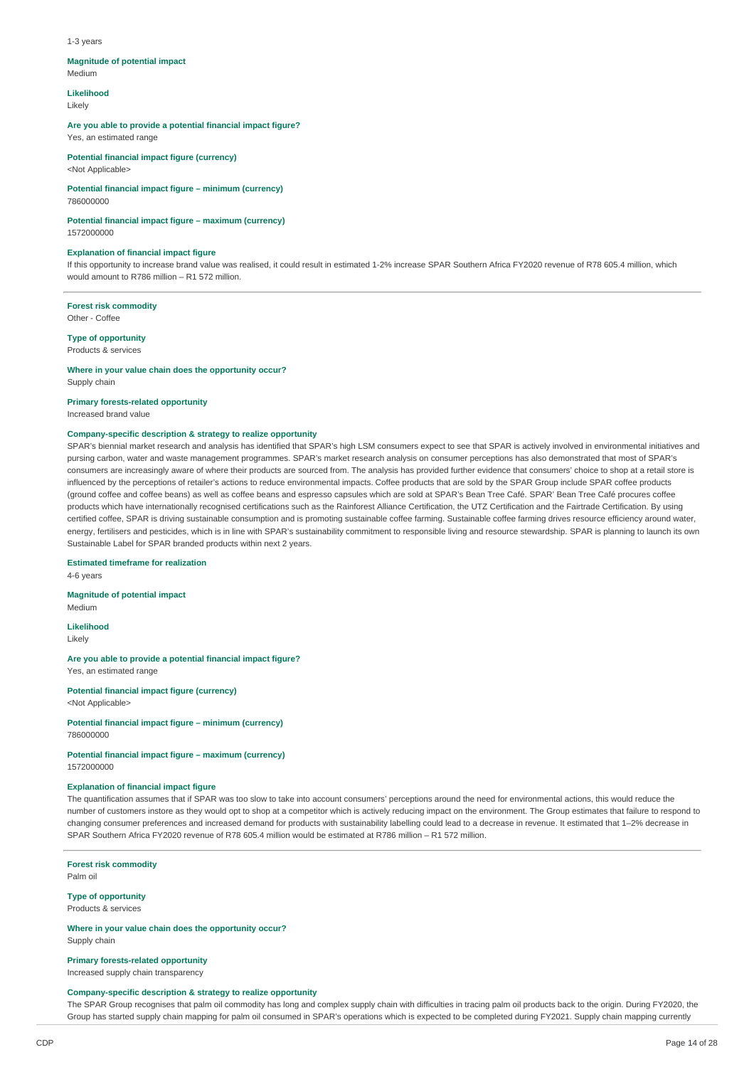1-3 years

**Magnitude of potential impact**
Medium

**Likelihood**
Likely

**Are you able to provide a potential financial impact figure?**
Yes, an estimated range

**Potential financial impact figure (currency)**
<Not Applicable>

**Potential financial impact figure – minimum (currency)**
786000000

**Potential financial impact figure – maximum (currency)**
1572000000

**Explanation of financial impact figure**
If this opportunity to increase brand value was realised, it could result in estimated 1-2% increase SPAR Southern Africa FY2020 revenue of R78 605.4 million, which would amount to R786 million – R1 572 million.

---

**Forest risk commodity**
Other - Coffee

**Type of opportunity**
Products & services

**Where in your value chain does the opportunity occur?**
Supply chain

**Primary forests-related opportunity**
Increased brand value

**Company-specific description & strategy to realize opportunity**
SPAR's biennial market research and analysis has identified that SPAR's high LSM consumers expect to see that SPAR is actively involved in environmental initiatives and pursing carbon, water and waste management programmes. SPAR's market research analysis on consumer perceptions has also demonstrated that most of SPAR's consumers are increasingly aware of where their products are sourced from. The analysis has provided further evidence that consumers' choice to shop at a retail store is influenced by the perceptions of retailer's actions to reduce environmental impacts. Coffee products that are sold by the SPAR Group include SPAR coffee products (ground coffee and coffee beans) as well as coffee beans and espresso capsules which are sold at SPAR's Bean Tree Café. SPAR' Bean Tree Café procures coffee products which have internationally recognised certifications such as the Rainforest Alliance Certification, the UTZ Certification and the Fairtrade Certification. By using certified coffee, SPAR is driving sustainable consumption and is promoting sustainable coffee farming. Sustainable coffee farming drives resource efficiency around water, energy, fertilisers and pesticides, which is in line with SPAR's sustainability commitment to responsible living and resource stewardship. SPAR is planning to launch its own Sustainable Label for SPAR branded products within next 2 years.

**Estimated timeframe for realization**
4-6 years

**Magnitude of potential impact**
Medium

**Likelihood**
Likely

**Are you able to provide a potential financial impact figure?**
Yes, an estimated range

**Potential financial impact figure (currency)**
<Not Applicable>

**Potential financial impact figure – minimum (currency)**
786000000

**Potential financial impact figure – maximum (currency)**
1572000000

**Explanation of financial impact figure**
The quantification assumes that if SPAR was too slow to take into account consumers' perceptions around the need for environmental actions, this would reduce the number of customers instore as they would opt to shop at a competitor which is actively reducing impact on the environment. The Group estimates that failure to respond to changing consumer preferences and increased demand for products with sustainability labelling could lead to a decrease in revenue. It estimated that 1–2% decrease in SPAR Southern Africa FY2020 revenue of R78 605.4 million would be estimated at R786 million – R1 572 million.

---

**Forest risk commodity**
Palm oil

**Type of opportunity**
Products & services

**Where in your value chain does the opportunity occur?**
Supply chain

**Primary forests-related opportunity**
Increased supply chain transparency

**Company-specific description & strategy to realize opportunity**
The SPAR Group recognises that palm oil commodity has long and complex supply chain with difficulties in tracing palm oil products back to the origin. During FY2020, the Group has started supply chain mapping for palm oil consumed in SPAR's operations which is expected to be completed during FY2021. Supply chain mapping currently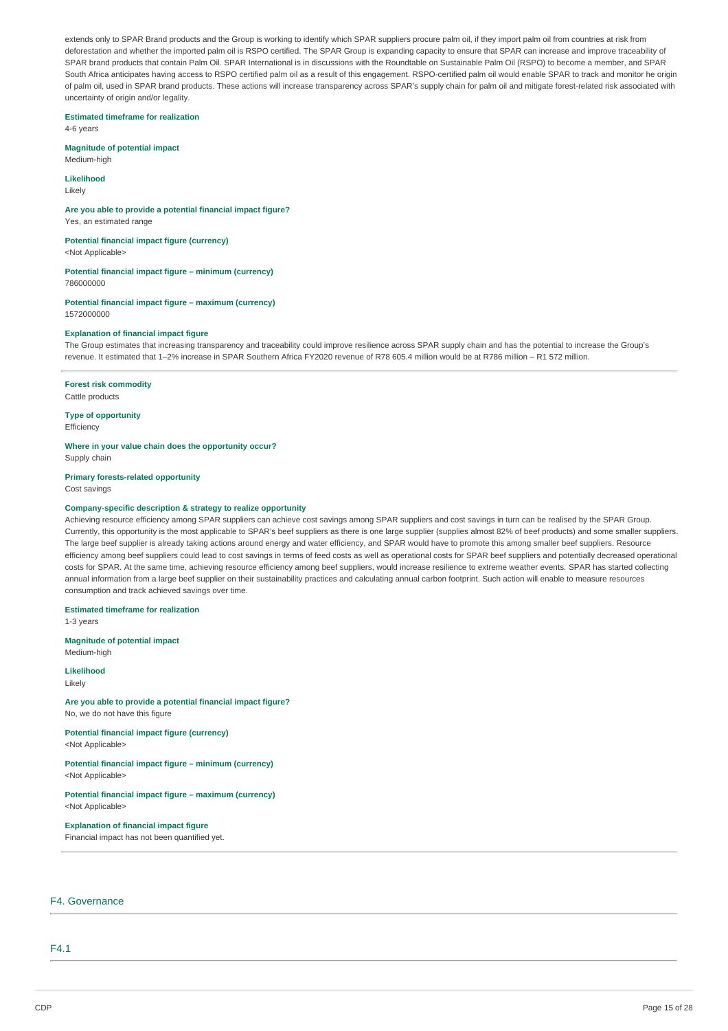extends only to SPAR Brand products and the Group is working to identify which SPAR suppliers procure palm oil, if they import palm oil from countries at risk from deforestation and whether the imported palm oil is RSPO certified. The SPAR Group is expanding capacity to ensure that SPAR can increase and improve traceability of SPAR brand products that contain Palm Oil. SPAR International is in discussions with the Roundtable on Sustainable Palm Oil (RSPO) to become a member, and SPAR South Africa anticipates having access to RSPO certified palm oil as a result of this engagement. RSPO-certified palm oil would enable SPAR to track and monitor he origin of palm oil, used in SPAR brand products. These actions will increase transparency across SPAR's supply chain for palm oil and mitigate forest-related risk associated with uncertainty of origin and/or legality.

**Estimated timeframe for realization**
4-6 years

**Magnitude of potential impact**
Medium-high

**Likelihood**
Likely

**Are you able to provide a potential financial impact figure?**
Yes, an estimated range

**Potential financial impact figure (currency)**
<Not Applicable>

**Potential financial impact figure – minimum (currency)**
786000000

**Potential financial impact figure – maximum (currency)**
1572000000

**Explanation of financial impact figure**
The Group estimates that increasing transparency and traceability could improve resilience across SPAR supply chain and has the potential to increase the Group's revenue. It estimated that 1–2% increase in SPAR Southern Africa FY2020 revenue of R78 605.4 million would be at R786 million – R1 572 million.

---

**Forest risk commodity**
Cattle products

**Type of opportunity**
Efficiency

**Where in your value chain does the opportunity occur?**
Supply chain

**Primary forests-related opportunity**
Cost savings

**Company-specific description & strategy to realize opportunity**
Achieving resource efficiency among SPAR suppliers can achieve cost savings among SPAR suppliers and cost savings in turn can be realised by the SPAR Group. Currently, this opportunity is the most applicable to SPAR's beef suppliers as there is one large supplier (supplies almost 82% of beef products) and some smaller suppliers. The large beef supplier is already taking actions around energy and water efficiency, and SPAR would have to promote this among smaller beef suppliers. Resource efficiency among beef suppliers could lead to cost savings in terms of feed costs as well as operational costs for SPAR beef suppliers and potentially decreased operational costs for SPAR. At the same time, achieving resource efficiency among beef suppliers, would increase resilience to extreme weather events. SPAR has started collecting annual information from a large beef supplier on their sustainability practices and calculating annual carbon footprint. Such action will enable to measure resources consumption and track achieved savings over time.

**Estimated timeframe for realization**
1-3 years

**Magnitude of potential impact**
Medium-high

**Likelihood**
Likely

**Are you able to provide a potential financial impact figure?**
No, we do not have this figure

**Potential financial impact figure (currency)**
<Not Applicable>

**Potential financial impact figure – minimum (currency)**
<Not Applicable>

**Potential financial impact figure – maximum (currency)**
<Not Applicable>

**Explanation of financial impact figure**
Financial impact has not been quantified yet.

## F4. Governance

### F4.1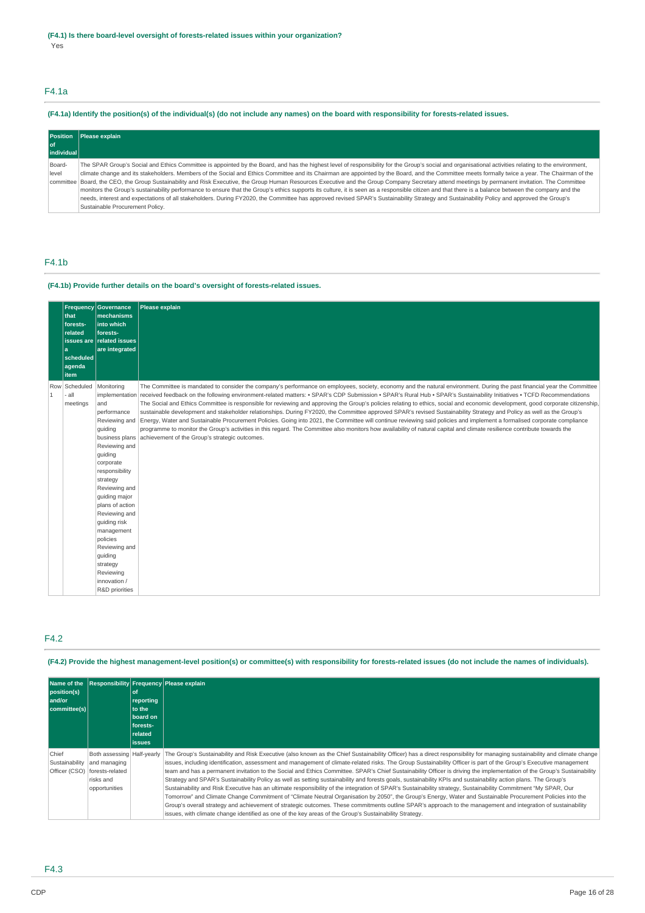**(F4.1) Is there board-level oversight of forests-related issues within your organization?**

Yes

## F4.1a

**(F4.1a) Identify the position(s) of the individual(s) (do not include any names) on the board with responsibility for forests-related issues.**

| Position of individual | Please explain |
|---|---|
| Board-level committee | The SPAR Group's Social and Ethics Committee is appointed by the Board, and has the highest level of responsibility for the Group's social and organisational activities relating to the environment, climate change and its stakeholders. Members of the Social and Ethics Committee and its Chairman are appointed by the Board, and the Committee meets formally twice a year. The Chairman of the Board, the CEO, the Group Sustainability and Risk Executive, the Group Human Resources Executive and the Group Company Secretary attend meetings by permanent invitation. The Committee monitors the Group's sustainability performance to ensure that the Group's ethics supports its culture, it is seen as a responsible citizen and that there is a balance between the company and the needs, interest and expectations of all stakeholders. During FY2020, the Committee has approved revised SPAR's Sustainability Strategy and Sustainability Policy and approved the Group's Sustainable Procurement Policy. |

## F4.1b

**(F4.1b) Provide further details on the board's oversight of forests-related issues.**

| | Frequency that forests-related issues are a scheduled agenda item | Governance mechanisms into which forests-related issues are integrated | Please explain |
|---|---|---|---|
| Row 1 | Scheduled - all meetings | Monitoring implementation and performance<br>Reviewing and guiding business plans<br>Reviewing and guiding corporate responsibility strategy<br>Reviewing and guiding major plans of action<br>Reviewing and guiding risk management policies<br>Reviewing and guiding strategy<br>Reviewing innovation / R&D priorities | The Committee is mandated to consider the company's performance on employees, society, economy and the natural environment. During the past financial year the Committee received feedback on the following environment-related matters: • SPAR's CDP Submission • SPAR's Rural Hub • SPAR's Sustainability Initiatives • TCFD Recommendations The Social and Ethics Committee is responsible for reviewing and approving the Group's policies relating to ethics, social and economic development, good corporate citizenship, sustainable development and stakeholder relationships. During FY2020, the Committee approved SPAR's revised Sustainability Strategy and Policy as well as the Group's Energy, Water and Sustainable Procurement Policies. Going into 2021, the Committee will continue reviewing said policies and implement a formalised corporate compliance programme to monitor the Group's activities in this regard. The Committee also monitors how availability of natural capital and climate resilience contribute towards the achievement of the Group's strategic outcomes. |

## F4.2

**(F4.2) Provide the highest management-level position(s) or committee(s) with responsibility for forests-related issues (do not include the names of individuals).**

| Name of the position(s) and/or committee(s) | Responsibility | Frequency of reporting to the board on forests-related issues | Please explain |
|---|---|---|---|
| Chief Sustainability Officer (CSO) | Both assessing and managing forests-related risks and opportunities | Half-yearly | The Group's Sustainability and Risk Executive (also known as the Chief Sustainability Officer) has a direct responsibility for managing sustainability and climate change issues, including identification, assessment and management of climate-related risks. The Group Sustainability Officer is part of the Group's Executive management team and has a permanent invitation to the Social and Ethics Committee. SPAR's Chief Sustainability Officer is driving the implementation of the Group's Sustainability Strategy and SPAR's Sustainability Policy as well as setting sustainability and forests goals, sustainability KPIs and sustainability action plans. The Group's Sustainability and Risk Executive has an ultimate responsibility of the integration of SPAR's Sustainability strategy, Sustainability Commitment "My SPAR, Our Tomorrow" and Climate Change Commitment of "Climate Neutral Organisation by 2050", the Group's Energy, Water and Sustainable Procurement Policies into the Group's overall strategy and achievement of strategic outcomes. These commitments outline SPAR's approach to the management and integration of sustainability issues, with climate change identified as one of the key areas of the Group's Sustainability Strategy. |

## F4.3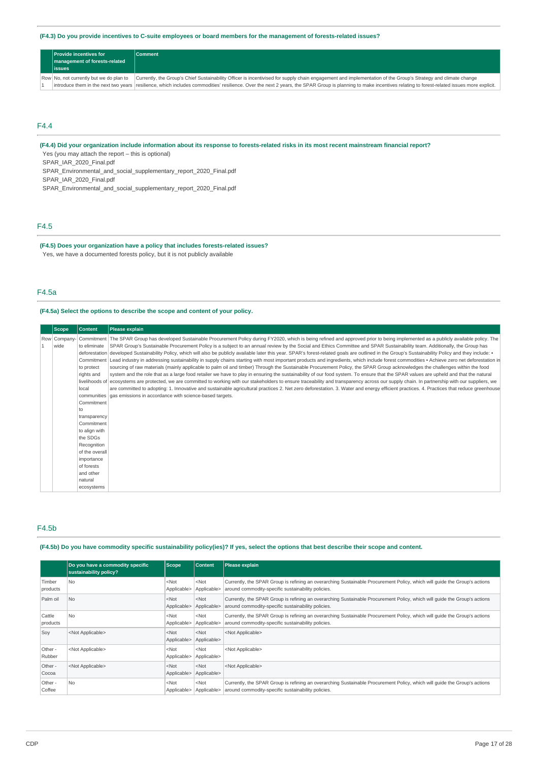**(F4.3) Do you provide incentives to C-suite employees or board members for the management of forests-related issues?**

| | Provide incentives for management of forests-related issues | Comment |
|---|---|---|
| Row 1 | No, not currently but we do plan to introduce them in the next two years | Currently, the Group's Chief Sustainability Officer is incentivised for supply chain engagement and implementation of the Group's Strategy and climate change resilience, which includes commodities' resilience. Over the next 2 years, the SPAR Group is planning to make incentives relating to forest-related issues more explicit. |

## F4.4

**(F4.4) Did your organization include information about its response to forests-related risks in its most recent mainstream financial report?**

Yes (you may attach the report – this is optional)

SPAR_IAR_2020_Final.pdf

SPAR_Environmental_and_social_supplementary_report_2020_Final.pdf

SPAR_IAR_2020_Final.pdf

SPAR_Environmental_and_social_supplementary_report_2020_Final.pdf

## F4.5

**(F4.5) Does your organization have a policy that includes forests-related issues?**

Yes, we have a documented forests policy, but it is not publicly available

## F4.5a

**(F4.5a) Select the options to describe the scope and content of your policy.**

| | Scope | Content | Please explain |
|---|---|---|---|
| Row 1 | Company-wide | Commitment to eliminate deforestation<br>Commitment to protect rights and livelihoods of local communities<br>Commitment to transparency<br>Commitment to align with the SDGs<br>Recognition of the overall importance of forests and other natural ecosystems | The SPAR Group has developed Sustainable Procurement Policy during FY2020, which is being refined and approved prior to being implemented as a publicly available policy. The SPAR Group's Sustainable Procurement Policy is a subject to an annual review by the Social and Ethics Committee and SPAR Sustainability team. Additionally, the Group has developed Sustainability Policy, which will also be publicly available later this year. SPAR's forest-related goals are outlined in the Group's Sustainability Policy and they include: • Lead industry in addressing sustainability in supply chains starting with most important products and ingredients, which include forest commodities • Achieve zero net deforestation in sourcing of raw materials (mainly applicable to palm oil and timber) Through the Sustainable Procurement Policy, the SPAR Group acknowledges the challenges within the food system and the role that as a large food retailer we have to play in ensuring the sustainability of our food system. To ensure that the SPAR values are upheld and that the natural ecosystems are protected, we are committed to working with our stakeholders to ensure traceability and transparency across our supply chain. In partnership with our suppliers, we are committed to adopting: 1. Innovative and sustainable agricultural practices 2. Net zero deforestation. 3. Water and energy efficient practices. 4. Practices that reduce greenhouse gas emissions in accordance with science-based targets. |

## F4.5b

**(F4.5b) Do you have commodity specific sustainability policy(ies)? If yes, select the options that best describe their scope and content.**

| | Do you have a commodity specific sustainability policy? | Scope | Content | Please explain |
|---|---|---|---|---|
| Timber products | No | <Not Applicable> | <Not Applicable> | Currently, the SPAR Group is refining an overarching Sustainable Procurement Policy, which will guide the Group's actions around commodity-specific sustainability policies. |
| Palm oil | No | <Not Applicable> | <Not Applicable> | Currently, the SPAR Group is refining an overarching Sustainable Procurement Policy, which will guide the Group's actions around commodity-specific sustainability policies. |
| Cattle products | No | <Not Applicable> | <Not Applicable> | Currently, the SPAR Group is refining an overarching Sustainable Procurement Policy, which will guide the Group's actions around commodity-specific sustainability policies. |
| Soy | <Not Applicable> | <Not Applicable> | <Not Applicable> | <Not Applicable> |
| Other - Rubber | <Not Applicable> | <Not Applicable> | <Not Applicable> | <Not Applicable> |
| Other - Cocoa | <Not Applicable> | <Not Applicable> | <Not Applicable> | <Not Applicable> |
| Other - Coffee | No | <Not Applicable> | <Not Applicable> | Currently, the SPAR Group is refining an overarching Sustainable Procurement Policy, which will guide the Group's actions around commodity-specific sustainability policies. |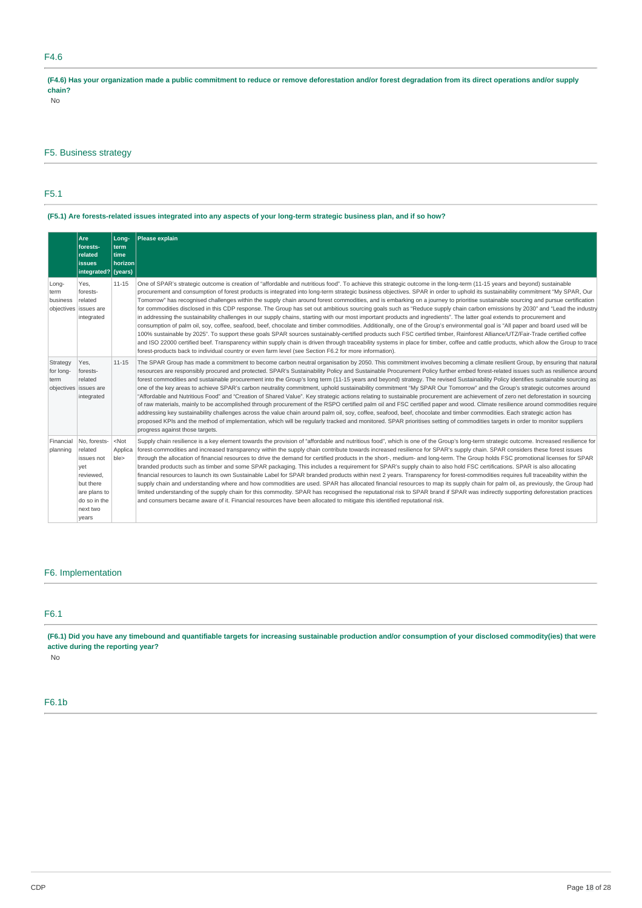## F4.6

**(F4.6) Has your organization made a public commitment to reduce or remove deforestation and/or forest degradation from its direct operations and/or supply chain?**

No

# F5. Business strategy

## F5.1

**(F5.1) Are forests-related issues integrated into any aspects of your long-term strategic business plan, and if so how?**

| | Are forests-related issues integrated? | Long-term time horizon (years) | Please explain |
|---|---|---|---|
| Long-term business objectives | Yes, forests-related issues are integrated | 11-15 | One of SPAR's strategic outcome is creation of "affordable and nutritious food". To achieve this strategic outcome in the long-term (11-15 years and beyond) sustainable procurement and consumption of forest products is integrated into long-term strategic business objectives. SPAR in order to uphold its sustainability commitment "My SPAR, Our Tomorrow" has recognised challenges within the supply chain around forest commodities, and is embarking on a journey to prioritise sustainable sourcing and pursue certification for commodities disclosed in this CDP response. The Group has set out ambitious sourcing goals such as "Reduce supply chain carbon emissions by 2030" and "Lead the industry in addressing the sustainability challenges in our supply chains, starting with our most important products and ingredients". The latter goal extends to procurement and consumption of palm oil, soy, coffee, seafood, beef, chocolate and timber commodities. Additionally, one of the Group's environmental goal is "All paper and board used will be 100% sustainable by 2025". To support these goals SPAR sources sustainably-certified products such FSC certified timber, Rainforest Alliance/UTZ/Fair-Trade certified coffee and ISO 22000 certified beef. Transparency within supply chain is driven through traceability systems in place for timber, coffee and cattle products, which allow the Group to trace forest-products back to individual country or even farm level (see Section F6.2 for more information). |
| Strategy for long-term objectives | Yes, forests-related issues are integrated | 11-15 | The SPAR Group has made a commitment to become carbon neutral organisation by 2050. This commitment involves becoming a climate resilient Group, by ensuring that natural resources are responsibly procured and protected. SPAR's Sustainability Policy and Sustainable Procurement Policy further embed forest-related issues such as resilience around forest commodities and sustainable procurement into the Group's long term (11-15 years and beyond) strategy. The revised Sustainability Policy identifies sustainable sourcing as one of the key areas to achieve SPAR's carbon neutrality commitment, uphold sustainability commitment "My SPAR Our Tomorrow" and the Group's strategic outcomes around "Affordable and Nutritious Food" and "Creation of Shared Value". Key strategic actions relating to sustainable procurement are achievement of zero net deforestation in sourcing of raw materials, mainly to be accomplished through procurement of the RSPO certified palm oil and FSC certified paper and wood. Climate resilience around commodities require addressing key sustainability challenges across the value chain around palm oil, soy, coffee, seafood, beef, chocolate and timber commodities. Each strategic action has proposed KPIs and the method of implementation, which will be regularly tracked and monitored. SPAR prioritises setting of commodities targets in order to monitor suppliers progress against those targets. |
| Financial planning | No, forests-related issues not yet reviewed, but there are plans to do so in the next two years | <Not Applicable> | Supply chain resilience is a key element towards the provision of "affordable and nutritious food", which is one of the Group's long-term strategic outcome. Increased resilience for forest-commodities and increased transparency within the supply chain contribute towards increased resilience for SPAR's supply chain. SPAR considers these forest issues through the allocation of financial resources to drive the demand for certified products in the short-, medium- and long-term. The Group holds FSC promotional licenses for SPAR branded products such as timber and some SPAR packaging. This includes a requirement for SPAR's supply chain to also hold FSC certifications. SPAR is also allocating financial resources to launch its own Sustainable Label for SPAR branded products within next 2 years. Transparency for forest-commodities requires full traceability within the supply chain and understanding where and how commodities are used. SPAR has allocated financial resources to map its supply chain for palm oil, as previously, the Group had limited understanding of the supply chain for this commodity. SPAR has recognised the reputational risk to SPAR brand if SPAR was indirectly supporting deforestation practices and consumers became aware of it. Financial resources have been allocated to mitigate this identified reputational risk. |

# F6. Implementation

## F6.1

**(F6.1) Did you have any timebound and quantifiable targets for increasing sustainable production and/or consumption of your disclosed commodity(ies) that were active during the reporting year?**

No

## F6.1b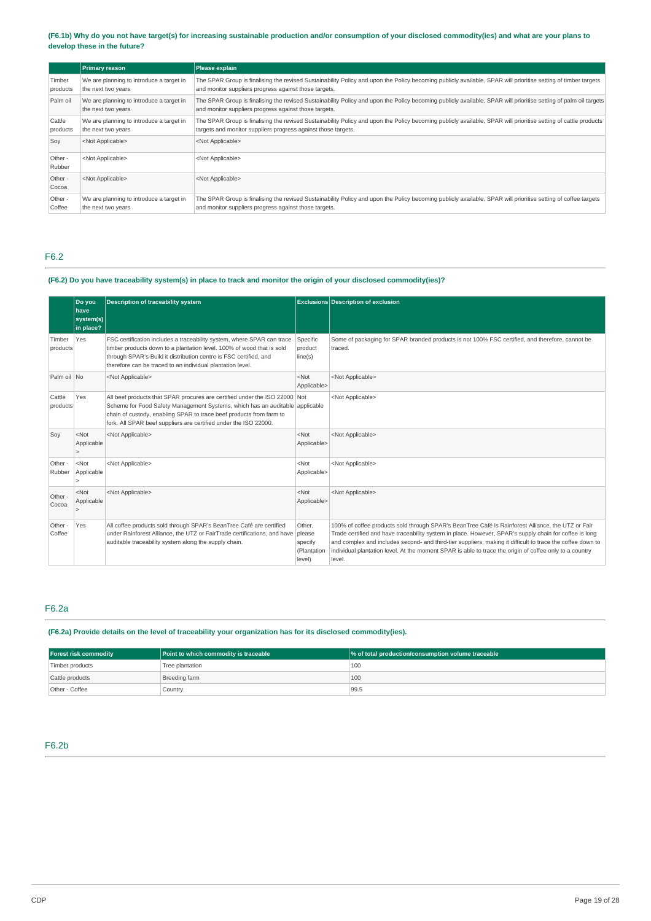**(F6.1b) Why do you not have target(s) for increasing sustainable production and/or consumption of your disclosed commodity(ies) and what are your plans to develop these in the future?**

| | Primary reason | Please explain |
|---|---|---|
| Timber products | We are planning to introduce a target in the next two years | The SPAR Group is finalising the revised Sustainability Policy and upon the Policy becoming publicly available, SPAR will prioritise setting of timber targets and monitor suppliers progress against those targets. |
| Palm oil | We are planning to introduce a target in the next two years | The SPAR Group is finalising the revised Sustainability Policy and upon the Policy becoming publicly available, SPAR will prioritise setting of palm oil targets and monitor suppliers progress against those targets. |
| Cattle products | We are planning to introduce a target in the next two years | The SPAR Group is finalising the revised Sustainability Policy and upon the Policy becoming publicly available, SPAR will prioritise setting of cattle products targets and monitor suppliers progress against those targets. |
| Soy | <Not Applicable> | <Not Applicable> |
| Other - Rubber | <Not Applicable> | <Not Applicable> |
| Other - Cocoa | <Not Applicable> | <Not Applicable> |
| Other - Coffee | We are planning to introduce a target in the next two years | The SPAR Group is finalising the revised Sustainability Policy and upon the Policy becoming publicly available, SPAR will prioritise setting of coffee targets and monitor suppliers progress against those targets. |

## F6.2

**(F6.2) Do you have traceability system(s) in place to track and monitor the origin of your disclosed commodity(ies)?**

| | Do you have system(s) in place? | Description of traceability system | Exclusions | Description of exclusion |
|---|---|---|---|---|
| Timber products | Yes | FSC certification includes a traceability system, where SPAR can trace timber products down to a plantation level. 100% of wood that is sold through SPAR's Build it distribution centre is FSC certified, and therefore can be traced to an individual plantation level. | Specific product line(s) | Some of packaging for SPAR branded products is not 100% FSC certified, and therefore, cannot be traced. |
| Palm oil | No | <Not Applicable> | <Not Applicable> | <Not Applicable> |
| Cattle products | Yes | All beef products that SPAR procures are certified under the ISO 22000 Scheme for Food Safety Management Systems, which has an auditable chain of custody, enabling SPAR to trace beef products from farm to fork. All SPAR beef suppliers are certified under the ISO 22000. | Not applicable | <Not Applicable> |
| Soy | <Not Applicable> | <Not Applicable> | <Not Applicable> | <Not Applicable> |
| Other - Rubber | <Not Applicable> | <Not Applicable> | <Not Applicable> | <Not Applicable> |
| Other - Cocoa | <Not Applicable> | <Not Applicable> | <Not Applicable> | <Not Applicable> |
| Other - Coffee | Yes | All coffee products sold through SPAR's BeanTree Café are certified under Rainforest Alliance, the UTZ or FairTrade certifications, and have auditable traceability system along the supply chain. | Other, please specify (Plantation level) | 100% of coffee products sold through SPAR's BeanTree Café is Rainforest Alliance, the UTZ or Fair Trade certified and have traceability system in place. However, SPAR's supply chain for coffee is long and complex and includes second- and third-tier suppliers, making it difficult to trace the coffee down to individual plantation level. At the moment SPAR is able to trace the origin of coffee only to a country level. |

## F6.2a

**(F6.2a) Provide details on the level of traceability your organization has for its disclosed commodity(ies).**

| Forest risk commodity | Point to which commodity is traceable | % of total production/consumption volume traceable |
|---|---|---|
| Timber products | Tree plantation | 100 |
| Cattle products | Breeding farm | 100 |
| Other - Coffee | Country | 99.5 |

## F6.2b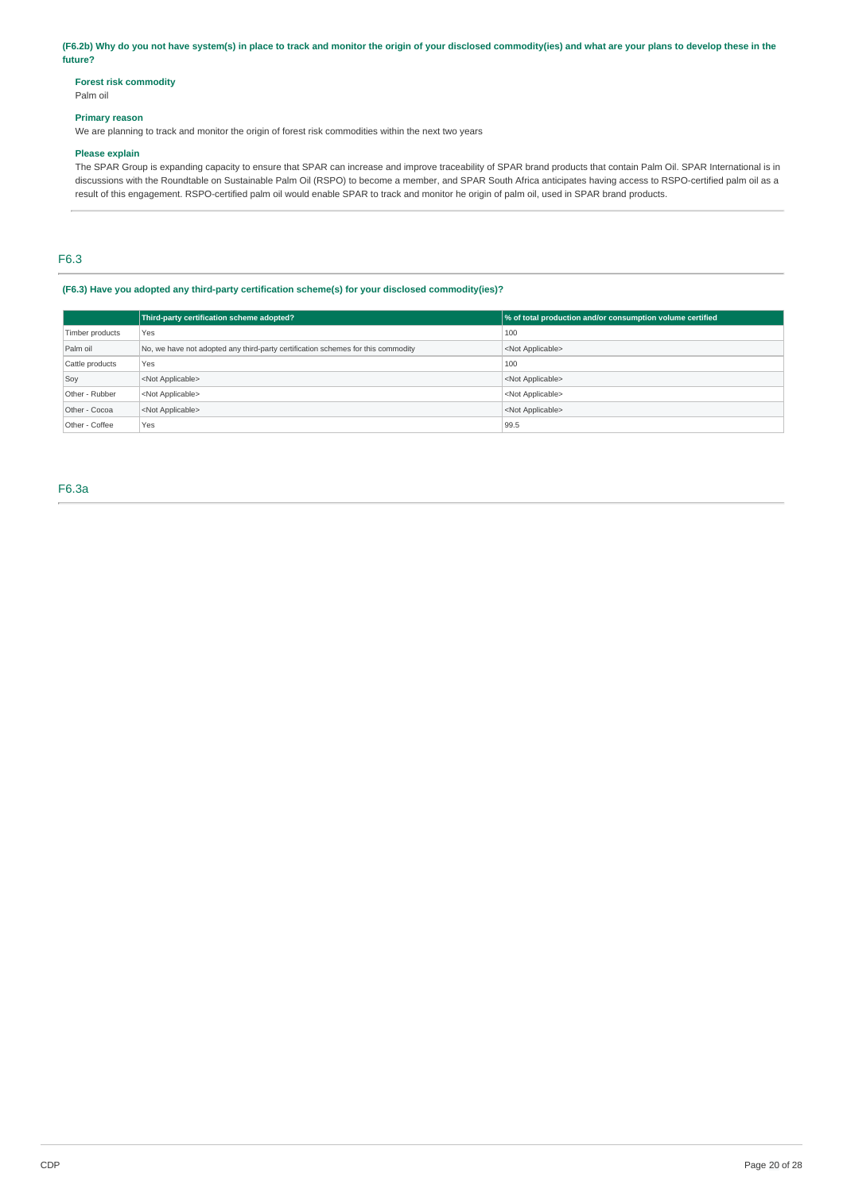**(F6.2b) Why do you not have system(s) in place to track and monitor the origin of your disclosed commodity(ies) and what are your plans to develop these in the future?**

**Forest risk commodity**
Palm oil

**Primary reason**
We are planning to track and monitor the origin of forest risk commodities within the next two years

**Please explain**
The SPAR Group is expanding capacity to ensure that SPAR can increase and improve traceability of SPAR brand products that contain Palm Oil. SPAR International is in discussions with the Roundtable on Sustainable Palm Oil (RSPO) to become a member, and SPAR South Africa anticipates having access to RSPO-certified palm oil as a result of this engagement. RSPO-certified palm oil would enable SPAR to track and monitor he origin of palm oil, used in SPAR brand products.

## F6.3

**(F6.3) Have you adopted any third-party certification scheme(s) for your disclosed commodity(ies)?**

| | Third-party certification scheme adopted? | % of total production and/or consumption volume certified |
|---|---|---|
| Timber products | Yes | 100 |
| Palm oil | No, we have not adopted any third-party certification schemes for this commodity | <Not Applicable> |
| Cattle products | Yes | 100 |
| Soy | <Not Applicable> | <Not Applicable> |
| Other - Rubber | <Not Applicable> | <Not Applicable> |
| Other - Cocoa | <Not Applicable> | <Not Applicable> |
| Other - Coffee | Yes | 99.5 |

## F6.3a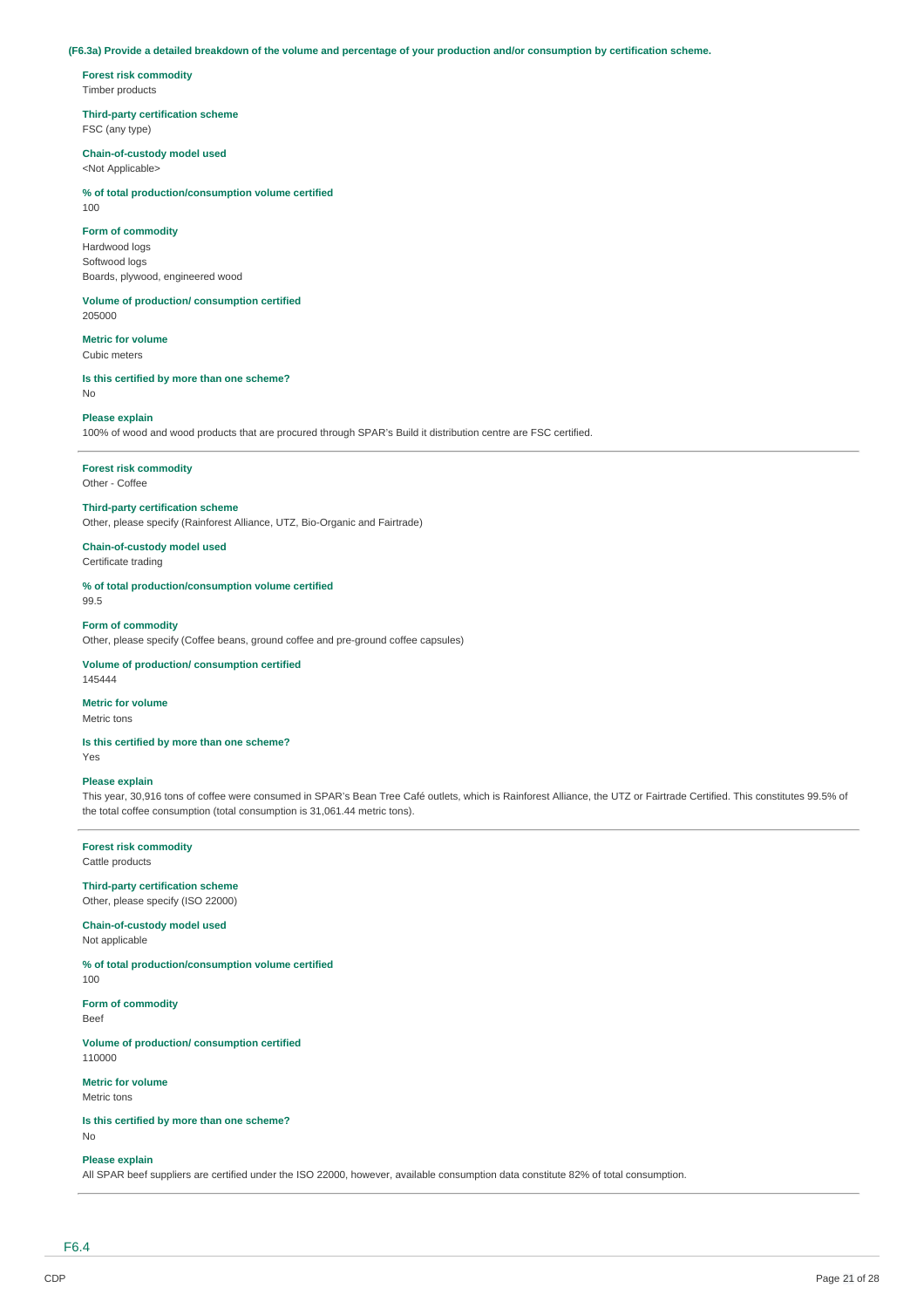**(F6.3a) Provide a detailed breakdown of the volume and percentage of your production and/or consumption by certification scheme.**

**Forest risk commodity**
Timber products

**Third-party certification scheme**
FSC (any type)

**Chain-of-custody model used**
<Not Applicable>

**% of total production/consumption volume certified**
100

**Form of commodity**
Hardwood logs
Softwood logs
Boards, plywood, engineered wood

**Volume of production/ consumption certified**
205000

**Metric for volume**
Cubic meters

**Is this certified by more than one scheme?**
No

**Please explain**
100% of wood and wood products that are procured through SPAR's Build it distribution centre are FSC certified.

---

**Forest risk commodity**
Other - Coffee

**Third-party certification scheme**
Other, please specify (Rainforest Alliance, UTZ, Bio-Organic and Fairtrade)

**Chain-of-custody model used**
Certificate trading

**% of total production/consumption volume certified**
99.5

**Form of commodity**
Other, please specify (Coffee beans, ground coffee and pre-ground coffee capsules)

**Volume of production/ consumption certified**
145444

**Metric for volume**
Metric tons

**Is this certified by more than one scheme?**
Yes

**Please explain**
This year, 30,916 tons of coffee were consumed in SPAR's Bean Tree Café outlets, which is Rainforest Alliance, the UTZ or Fairtrade Certified. This constitutes 99.5% of the total coffee consumption (total consumption is 31,061.44 metric tons).

---

**Forest risk commodity**
Cattle products

**Third-party certification scheme**
Other, please specify (ISO 22000)

**Chain-of-custody model used**
Not applicable

**% of total production/consumption volume certified**
100

**Form of commodity**
Beef

**Volume of production/ consumption certified**
110000

**Metric for volume**
Metric tons

**Is this certified by more than one scheme?**
No

**Please explain**
All SPAR beef suppliers are certified under the ISO 22000, however, available consumption data constitute 82% of total consumption.

---

F6.4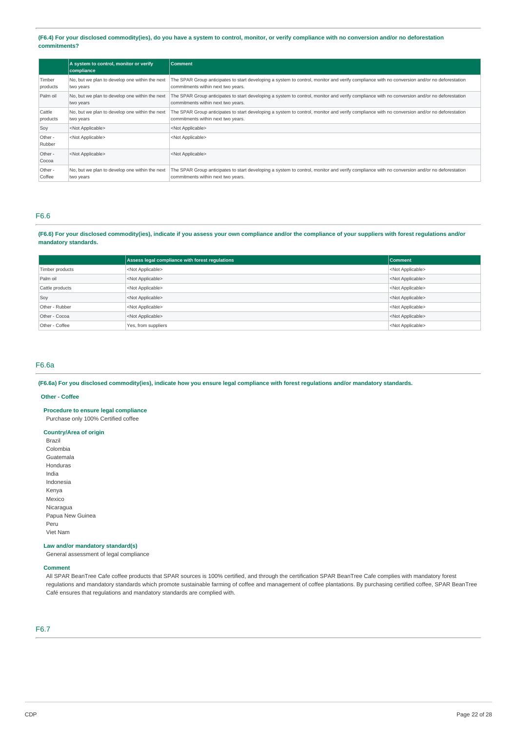(F6.4) For your disclosed commodity(ies), do you have a system to control, monitor, or verify compliance with no conversion and/or no deforestation commitments?

| | A system to control, monitor or verify compliance | Comment |
|---|---|---|
| Timber products | No, but we plan to develop one within the next two years | The SPAR Group anticipates to start developing a system to control, monitor and verify compliance with no conversion and/or no deforestation commitments within next two years. |
| Palm oil | No, but we plan to develop one within the next two years | The SPAR Group anticipates to start developing a system to control, monitor and verify compliance with no conversion and/or no deforestation commitments within next two years. |
| Cattle products | No, but we plan to develop one within the next two years | The SPAR Group anticipates to start developing a system to control, monitor and verify compliance with no conversion and/or no deforestation commitments within next two years. |
| Soy | <Not Applicable> | <Not Applicable> |
| Other - Rubber | <Not Applicable> | <Not Applicable> |
| Other - Cocoa | <Not Applicable> | <Not Applicable> |
| Other - Coffee | No, but we plan to develop one within the next two years | The SPAR Group anticipates to start developing a system to control, monitor and verify compliance with no conversion and/or no deforestation commitments within next two years. |

## F6.6

(F6.6) For your disclosed commodity(ies), indicate if you assess your own compliance and/or the compliance of your suppliers with forest regulations and/or mandatory standards.

| | Assess legal compliance with forest regulations | Comment |
|---|---|---|
| Timber products | <Not Applicable> | <Not Applicable> |
| Palm oil | <Not Applicable> | <Not Applicable> |
| Cattle products | <Not Applicable> | <Not Applicable> |
| Soy | <Not Applicable> | <Not Applicable> |
| Other - Rubber | <Not Applicable> | <Not Applicable> |
| Other - Cocoa | <Not Applicable> | <Not Applicable> |
| Other - Coffee | Yes, from suppliers | <Not Applicable> |

## F6.6a

(F6.6a) For you disclosed commodity(ies), indicate how you ensure legal compliance with forest regulations and/or mandatory standards.

**Other - Coffee**

**Procedure to ensure legal compliance**
Purchase only 100% Certified coffee

**Country/Area of origin**
Brazil
Colombia
Guatemala
Honduras
India
Indonesia
Kenya
Mexico
Nicaragua
Papua New Guinea
Peru
Viet Nam

**Law and/or mandatory standard(s)**
General assessment of legal compliance

**Comment**
All SPAR BeanTree Cafe coffee products that SPAR sources is 100% certified, and through the certification SPAR BeanTree Cafe complies with mandatory forest regulations and mandatory standards which promote sustainable farming of coffee and management of coffee plantations. By purchasing certified coffee, SPAR BeanTree Café ensures that regulations and mandatory standards are complied with.

## F6.7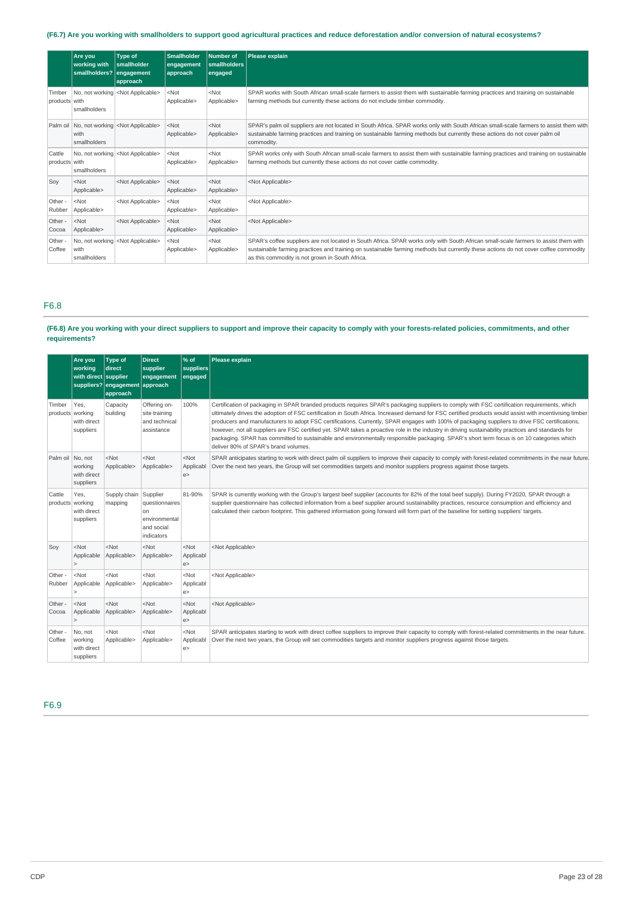**(F6.7) Are you working with smallholders to support good agricultural practices and reduce deforestation and/or conversion of natural ecosystems?**

| | Are you working with smallholders? | Type of smallholder engagement approach | Smallholder engagement approach | Number of smallholders engaged | Please explain |
|---|---|---|---|---|---|
| Timber products | No, not working with smallholders | <Not Applicable> | <Not Applicable> | <Not Applicable> | SPAR works with South African small-scale farmers to assist them with sustainable farming practices and training on sustainable farming methods but currently these actions do not include timber commodity. |
| Palm oil | No, not working with smallholders | <Not Applicable> | <Not Applicable> | <Not Applicable> | SPAR's palm oil suppliers are not located in South Africa. SPAR works only with South African small-scale farmers to assist them with sustainable farming practices and training on sustainable farming methods but currently these actions do not cover palm oil commodity. |
| Cattle products | No, not working with smallholders | <Not Applicable> | <Not Applicable> | <Not Applicable> | SPAR works only with South African small-scale farmers to assist them with sustainable farming practices and training on sustainable farming methods but currently these actions do not cover cattle commodity. |
| Soy | <Not Applicable> | <Not Applicable> | <Not Applicable> | <Not Applicable> | <Not Applicable> |
| Other - Rubber | <Not Applicable> | <Not Applicable> | <Not Applicable> | <Not Applicable> | <Not Applicable> |
| Other - Cocoa | <Not Applicable> | <Not Applicable> | <Not Applicable> | <Not Applicable> | <Not Applicable> |
| Other - Coffee | No, not working with smallholders | <Not Applicable> | <Not Applicable> | <Not Applicable> | SPAR's coffee suppliers are not located in South Africa. SPAR works only with South African small-scale farmers to assist them with sustainable farming practices and training on sustainable farming methods but currently these actions do not cover coffee commodity as this commodity is not grown in South Africa. |

## F6.8

**(F6.8) Are you working with your direct suppliers to support and improve their capacity to comply with your forests-related policies, commitments, and other requirements?**

| | Are you working with direct suppliers? | Type of direct supplier engagement approach | Direct supplier engagement approach | % of suppliers engaged | Please explain |
|---|---|---|---|---|---|
| Timber products | Yes, working with direct suppliers | Capacity building | Offering on-site training and technical assistance | 100% | Certification of packaging in SPAR branded products requires SPAR's packaging suppliers to comply with FSC certification requirements, which ultimately drives the adoption of FSC certification in South Africa. Increased demand for FSC certified products would assist with incentivising timber producers and manufacturers to adopt FSC certifications. Currently, SPAR engages with 100% of packaging suppliers to drive FSC certifications, however, not all suppliers are FSC certified yet. SPAR takes a proactive role in the industry in driving sustainability practices and standards for packaging. SPAR has committed to sustainable and environmentally responsible packaging. SPAR's short term focus is on 10 categories which deliver 80% of SPAR's brand volumes. |
| Palm oil | No, not working with direct suppliers | <Not Applicable> | <Not Applicable> | <Not Applicable> | SPAR anticipates starting to work with direct palm oil suppliers to improve their capacity to comply with forest-related commitments in the near future. Over the next two years, the Group will set commodities targets and monitor suppliers progress against those targets. |
| Cattle products | Yes, working with direct suppliers | Supply chain mapping | Supplier questionnaires on environmental and social indicators | 81-90% | SPAR is currently working with the Group's largest beef supplier (accounts for 82% of the total beef supply). During FY2020, SPAR through a supplier questionnaire has collected information from a beef supplier around sustainability practices, resource consumption and efficiency and calculated their carbon footprint. This gathered information going forward will form part of the baseline for setting suppliers' targets. |
| Soy | <Not Applicable> | <Not Applicable> | <Not Applicable> | <Not Applicable> | <Not Applicable> |
| Other - Rubber | <Not Applicable> | <Not Applicable> | <Not Applicable> | <Not Applicable> | <Not Applicable> |
| Other - Cocoa | <Not Applicable> | <Not Applicable> | <Not Applicable> | <Not Applicable> | <Not Applicable> |
| Other - Coffee | No, not working with direct suppliers | <Not Applicable> | <Not Applicable> | <Not Applicable> | SPAR anticipates starting to work with direct coffee suppliers to improve their capacity to comply with forest-related commitments in the near future. Over the next two years, the Group will set commodities targets and monitor suppliers progress against those targets. |

## F6.9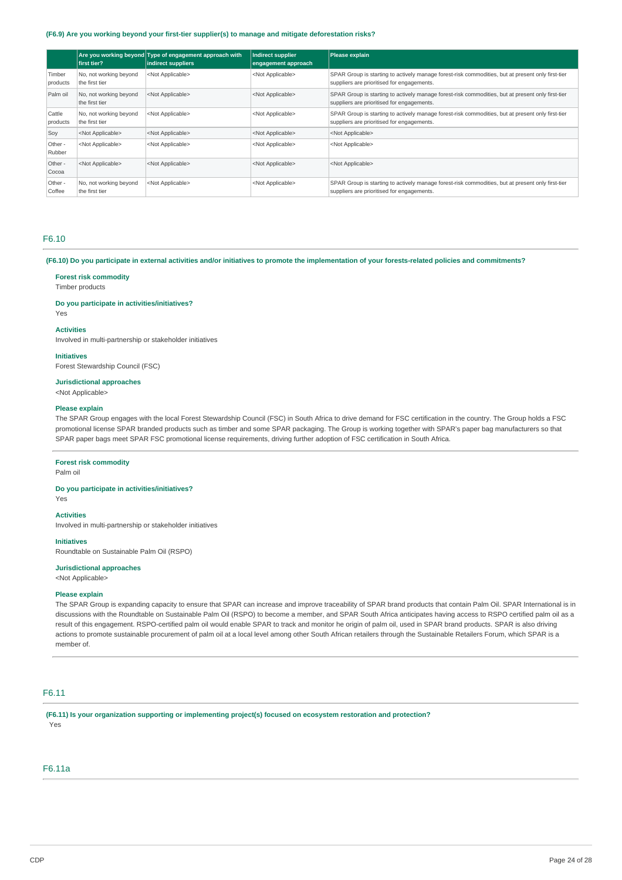**(F6.9) Are you working beyond your first-tier supplier(s) to manage and mitigate deforestation risks?**

| | Are you working beyond first tier? | Type of engagement approach with indirect suppliers | Indirect supplier engagement approach | Please explain |
|---|---|---|---|---|
| Timber products | No, not working beyond the first tier | <Not Applicable> | <Not Applicable> | SPAR Group is starting to actively manage forest-risk commodities, but at present only first-tier suppliers are prioritised for engagements. |
| Palm oil | No, not working beyond the first tier | <Not Applicable> | <Not Applicable> | SPAR Group is starting to actively manage forest-risk commodities, but at present only first-tier suppliers are prioritised for engagements. |
| Cattle products | No, not working beyond the first tier | <Not Applicable> | <Not Applicable> | SPAR Group is starting to actively manage forest-risk commodities, but at present only first-tier suppliers are prioritised for engagements. |
| Soy | <Not Applicable> | <Not Applicable> | <Not Applicable> | <Not Applicable> |
| Other - Rubber | <Not Applicable> | <Not Applicable> | <Not Applicable> | <Not Applicable> |
| Other - Cocoa | <Not Applicable> | <Not Applicable> | <Not Applicable> | <Not Applicable> |
| Other - Coffee | No, not working beyond the first tier | <Not Applicable> | <Not Applicable> | SPAR Group is starting to actively manage forest-risk commodities, but at present only first-tier suppliers are prioritised for engagements. |

## F6.10

**(F6.10) Do you participate in external activities and/or initiatives to promote the implementation of your forests-related policies and commitments?**

**Forest risk commodity**
Timber products

**Do you participate in activities/initiatives?**
Yes

**Activities**
Involved in multi-partnership or stakeholder initiatives

**Initiatives**
Forest Stewardship Council (FSC)

**Jurisdictional approaches**
<Not Applicable>

**Please explain**
The SPAR Group engages with the local Forest Stewardship Council (FSC) in South Africa to drive demand for FSC certification in the country. The Group holds a FSC promotional license SPAR branded products such as timber and some SPAR packaging. The Group is working together with SPAR's paper bag manufacturers so that SPAR paper bags meet SPAR FSC promotional license requirements, driving further adoption of FSC certification in South Africa.

---

**Forest risk commodity**
Palm oil

**Do you participate in activities/initiatives?**
Yes

**Activities**
Involved in multi-partnership or stakeholder initiatives

**Initiatives**
Roundtable on Sustainable Palm Oil (RSPO)

**Jurisdictional approaches**
<Not Applicable>

**Please explain**
The SPAR Group is expanding capacity to ensure that SPAR can increase and improve traceability of SPAR brand products that contain Palm Oil. SPAR International is in discussions with the Roundtable on Sustainable Palm Oil (RSPO) to become a member, and SPAR South Africa anticipates having access to RSPO certified palm oil as a result of this engagement. RSPO-certified palm oil would enable SPAR to track and monitor he origin of palm oil, used in SPAR brand products. SPAR is also driving actions to promote sustainable procurement of palm oil at a local level among other South African retailers through the Sustainable Retailers Forum, which SPAR is a member of.

---

## F6.11

**(F6.11) Is your organization supporting or implementing project(s) focused on ecosystem restoration and protection?**

Yes

## F6.11a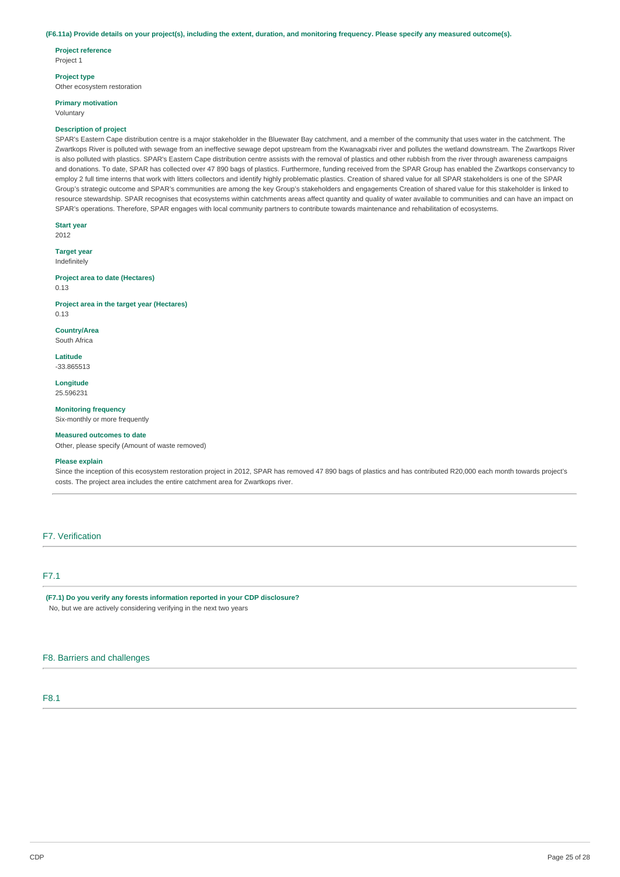**(F6.11a) Provide details on your project(s), including the extent, duration, and monitoring frequency. Please specify any measured outcome(s).**

**Project reference**
Project 1

**Project type**
Other ecosystem restoration

**Primary motivation**
Voluntary

**Description of project**
SPAR's Eastern Cape distribution centre is a major stakeholder in the Bluewater Bay catchment, and a member of the community that uses water in the catchment. The Zwartkops River is polluted with sewage from an ineffective sewage depot upstream from the Kwanagxabi river and pollutes the wetland downstream. The Zwartkops River is also polluted with plastics. SPAR's Eastern Cape distribution centre assists with the removal of plastics and other rubbish from the river through awareness campaigns and donations. To date, SPAR has collected over 47 890 bags of plastics. Furthermore, funding received from the SPAR Group has enabled the Zwartkops conservancy to employ 2 full time interns that work with litters collectors and identify highly problematic plastics. Creation of shared value for all SPAR stakeholders is one of the SPAR Group's strategic outcome and SPAR's communities are among the key Group's stakeholders and engagements Creation of shared value for this stakeholder is linked to resource stewardship. SPAR recognises that ecosystems within catchments areas affect quantity and quality of water available to communities and can have an impact on SPAR's operations. Therefore, SPAR engages with local community partners to contribute towards maintenance and rehabilitation of ecosystems.

**Start year**
2012

**Target year**
Indefinitely

**Project area to date (Hectares)**
0.13

**Project area in the target year (Hectares)**
0.13

**Country/Area**
South Africa

**Latitude**
-33.865513

**Longitude**
25.596231

**Monitoring frequency**
Six-monthly or more frequently

**Measured outcomes to date**
Other, please specify (Amount of waste removed)

**Please explain**
Since the inception of this ecosystem restoration project in 2012, SPAR has removed 47 890 bags of plastics and has contributed R20,000 each month towards project's costs. The project area includes the entire catchment area for Zwartkops river.

## F7. Verification

### F7.1

**(F7.1) Do you verify any forests information reported in your CDP disclosure?**
No, but we are actively considering verifying in the next two years

## F8. Barriers and challenges

### F8.1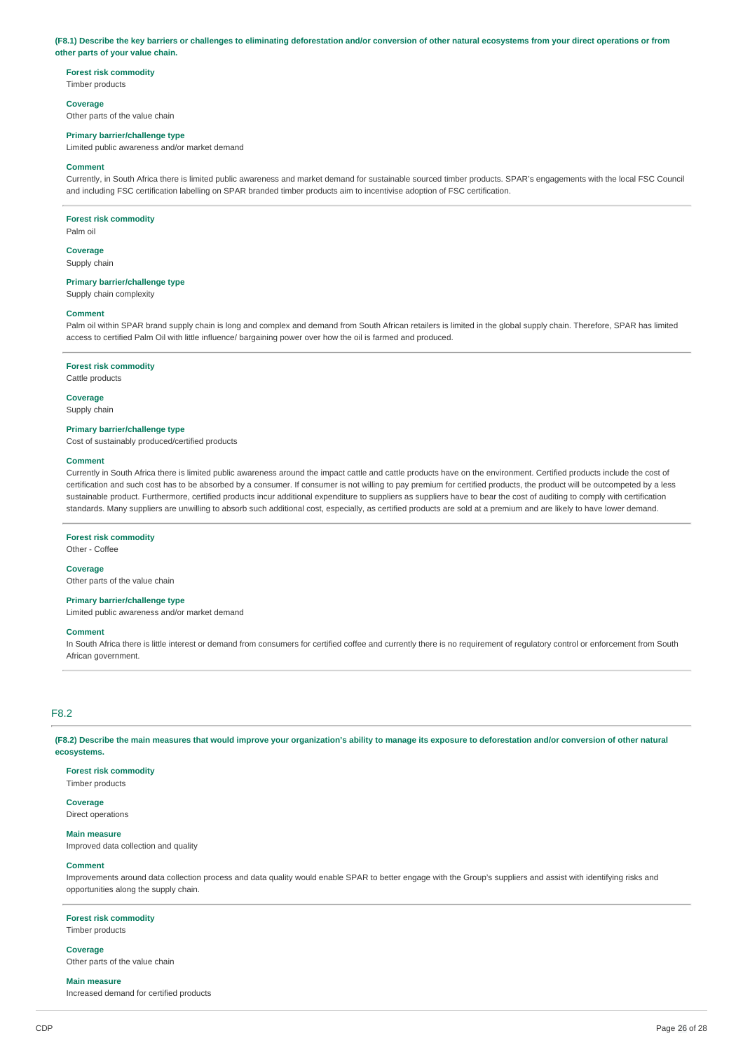**(F8.1) Describe the key barriers or challenges to eliminating deforestation and/or conversion of other natural ecosystems from your direct operations or from other parts of your value chain.**

**Forest risk commodity**
Timber products

**Coverage**
Other parts of the value chain

**Primary barrier/challenge type**
Limited public awareness and/or market demand

**Comment**
Currently, in South Africa there is limited public awareness and market demand for sustainable sourced timber products. SPAR's engagements with the local FSC Council and including FSC certification labelling on SPAR branded timber products aim to incentivise adoption of FSC certification.

---

**Forest risk commodity**
Palm oil

**Coverage**
Supply chain

**Primary barrier/challenge type**
Supply chain complexity

**Comment**
Palm oil within SPAR brand supply chain is long and complex and demand from South African retailers is limited in the global supply chain. Therefore, SPAR has limited access to certified Palm Oil with little influence/ bargaining power over how the oil is farmed and produced.

---

**Forest risk commodity**
Cattle products

**Coverage**
Supply chain

**Primary barrier/challenge type**
Cost of sustainably produced/certified products

**Comment**
Currently in South Africa there is limited public awareness around the impact cattle and cattle products have on the environment. Certified products include the cost of certification and such cost has to be absorbed by a consumer. If consumer is not willing to pay premium for certified products, the product will be outcompeted by a less sustainable product. Furthermore, certified products incur additional expenditure to suppliers as suppliers have to bear the cost of auditing to comply with certification standards. Many suppliers are unwilling to absorb such additional cost, especially, as certified products are sold at a premium and are likely to have lower demand.

---

**Forest risk commodity**
Other - Coffee

**Coverage**
Other parts of the value chain

**Primary barrier/challenge type**
Limited public awareness and/or market demand

**Comment**
In South Africa there is little interest or demand from consumers for certified coffee and currently there is no requirement of regulatory control or enforcement from South African government.

---

## F8.2

**(F8.2) Describe the main measures that would improve your organization's ability to manage its exposure to deforestation and/or conversion of other natural ecosystems.**

**Forest risk commodity**
Timber products

**Coverage**
Direct operations

**Main measure**
Improved data collection and quality

**Comment**
Improvements around data collection process and data quality would enable SPAR to better engage with the Group's suppliers and assist with identifying risks and opportunities along the supply chain.

---

**Forest risk commodity**
Timber products

**Coverage**
Other parts of the value chain

**Main measure**
Increased demand for certified products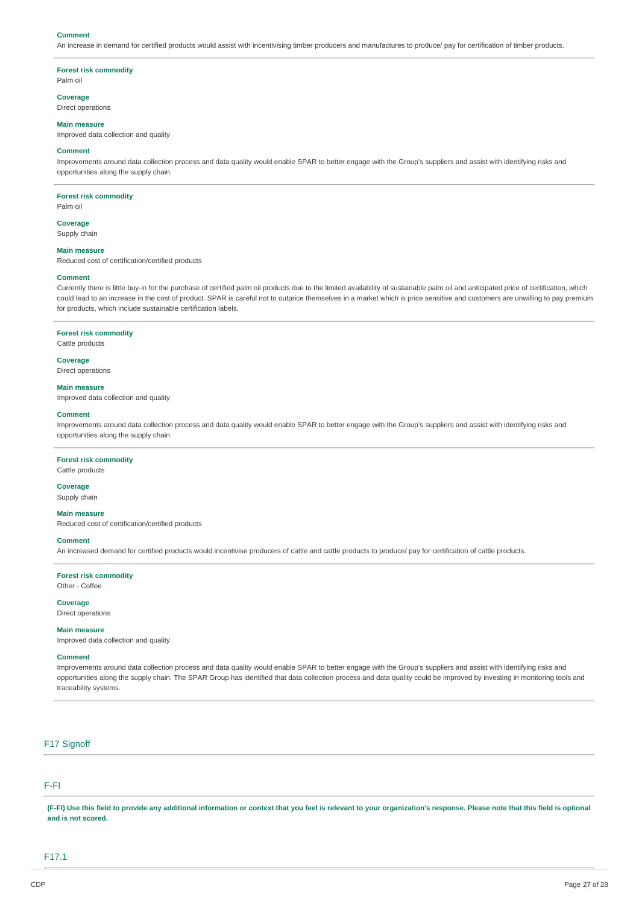**Comment**

An increase in demand for certified products would assist with incentivising timber producers and manufactures to produce/ pay for certification of timber products.

---

**Forest risk commodity**

Palm oil

**Coverage**

Direct operations

**Main measure**

Improved data collection and quality

**Comment**

Improvements around data collection process and data quality would enable SPAR to better engage with the Group's suppliers and assist with identifying risks and opportunities along the supply chain.

---

**Forest risk commodity**

Palm oil

**Coverage**

Supply chain

**Main measure**

Reduced cost of certification/certified products

**Comment**

Currently there is little buy-in for the purchase of certified palm oil products due to the limited availability of sustainable palm oil and anticipated price of certification, which could lead to an increase in the cost of product. SPAR is careful not to outprice themselves in a market which is price sensitive and customers are unwilling to pay premium for products, which include sustainable certification labels.

---

**Forest risk commodity**

Cattle products

**Coverage**

Direct operations

**Main measure**

Improved data collection and quality

**Comment**

Improvements around data collection process and data quality would enable SPAR to better engage with the Group's suppliers and assist with identifying risks and opportunities along the supply chain.

---

**Forest risk commodity**

Cattle products

**Coverage**

Supply chain

**Main measure**

Reduced cost of certification/certified products

**Comment**

An increased demand for certified products would incentivise producers of cattle and cattle products to produce/ pay for certification of cattle products.

---

**Forest risk commodity**

Other - Coffee

**Coverage**

Direct operations

**Main measure**

Improved data collection and quality

**Comment**

Improvements around data collection process and data quality would enable SPAR to better engage with the Group's suppliers and assist with identifying risks and opportunities along the supply chain. The SPAR Group has identified that data collection process and data quality could be improved by investing in monitoring tools and traceability systems.

---

## F17 Signoff

## F-FI

**(F-FI) Use this field to provide any additional information or context that you feel is relevant to your organization's response. Please note that this field is optional and is not scored.**

## F17.1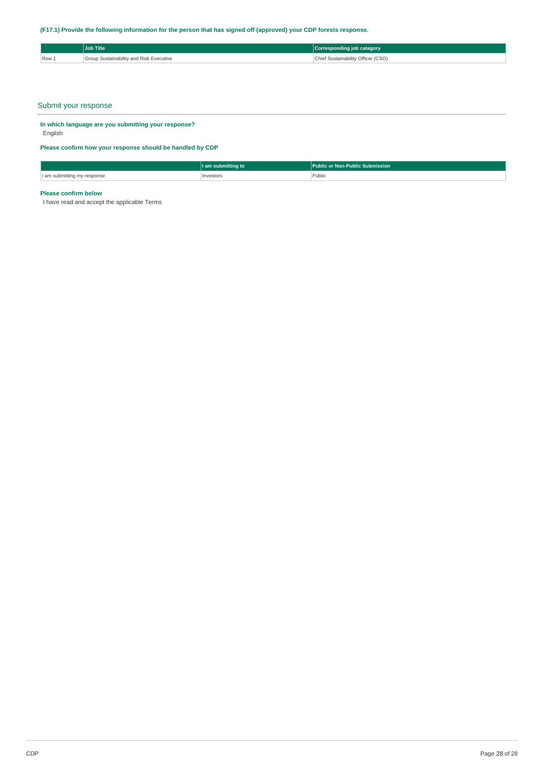**(F17.1) Provide the following information for the person that has signed off (approved) your CDP forests response.**

| | Job Title | Corresponding job category |
|---|---|---|
| Row 1 | Group Sustainability and Risk Executive | Chief Sustainability Officer (CSO) |

## Submit your response

**In which language are you submitting your response?**

English

**Please confirm how your response should be handled by CDP**

| | I am submitting to | Public or Non-Public Submission |
|---|---|---|
| I am submitting my response | Investors | Public |

**Please confirm below**

I have read and accept the applicable Terms